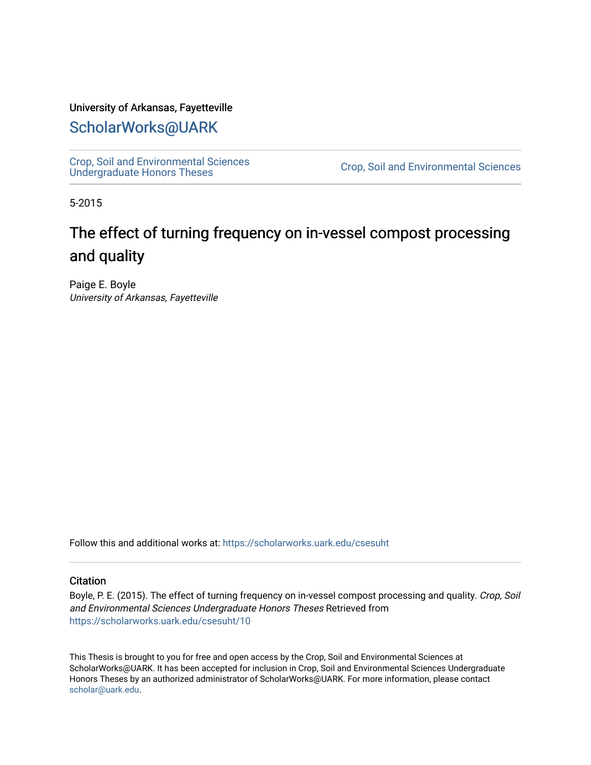University of Arkansas, Fayetteville

# ScholarWorks@UARK

Crop, Soil and Environmental Sciences Undergraduate Honors Theses

Crop, Soil and Environmental Sciences

5-2015

# The effect of turning frequency on in-vessel compost processing and quality

Paige E. Boyle
*University of Arkansas, Fayetteville*

Follow this and additional works at: https://scholarworks.uark.edu/csesuht

## Citation

Boyle, P. E. (2015). The effect of turning frequency on in-vessel compost processing and quality. *Crop, Soil and Environmental Sciences Undergraduate Honors Theses* Retrieved from https://scholarworks.uark.edu/csesuht/10

This Thesis is brought to you for free and open access by the Crop, Soil and Environmental Sciences at ScholarWorks@UARK. It has been accepted for inclusion in Crop, Soil and Environmental Sciences Undergraduate Honors Theses by an authorized administrator of ScholarWorks@UARK. For more information, please contact scholar@uark.edu.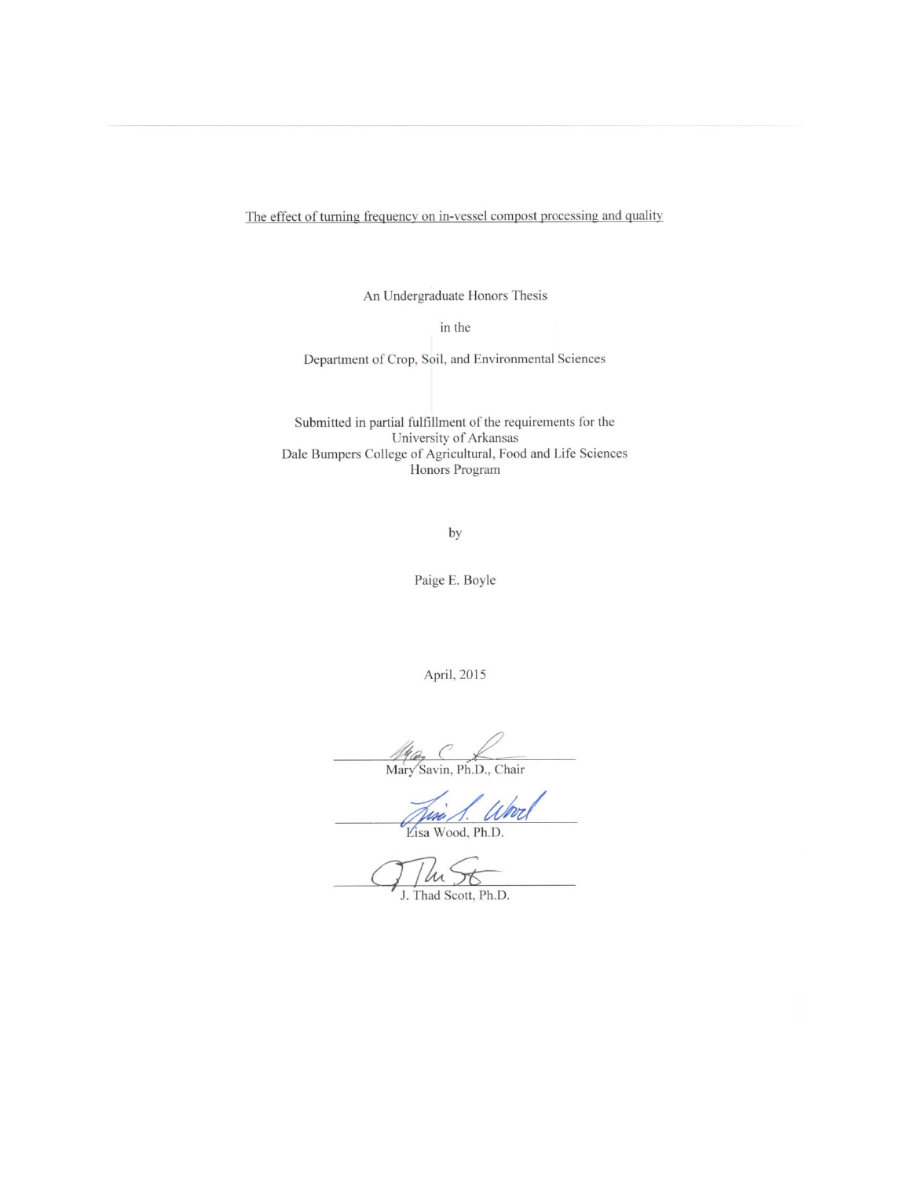The effect of turning frequency on in-vessel compost processing and quality

An Undergraduate Honors Thesis

in the

Department of Crop, Soil, and Environmental Sciences

Submitted in partial fulfillment of the requirements for the
University of Arkansas
Dale Bumpers College of Agricultural, Food and Life Sciences
Honors Program

by

Paige E. Boyle

April, 2015

Mary Savin, Ph.D., Chair

Lisa Wood, Ph.D.

J. Thad Scott, Ph.D.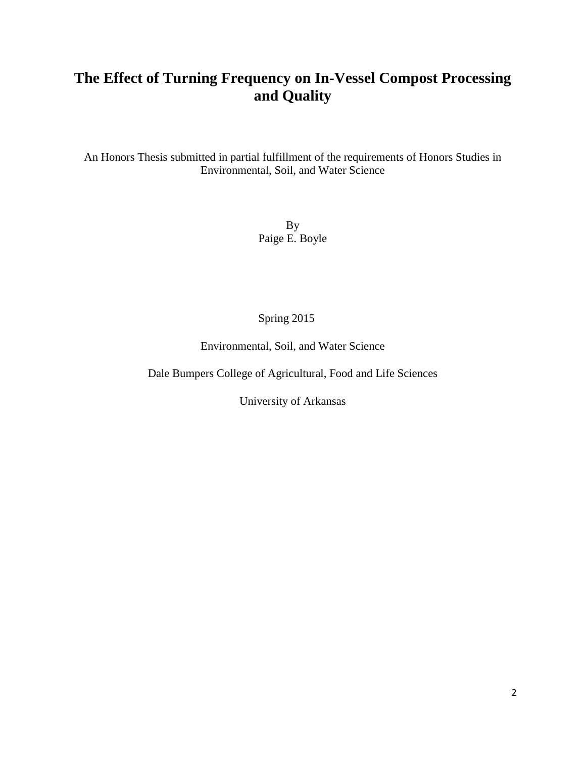# The Effect of Turning Frequency on In-Vessel Compost Processing and Quality

An Honors Thesis submitted in partial fulfillment of the requirements of Honors Studies in Environmental, Soil, and Water Science

By
Paige E. Boyle

Spring 2015

Environmental, Soil, and Water Science

Dale Bumpers College of Agricultural, Food and Life Sciences

University of Arkansas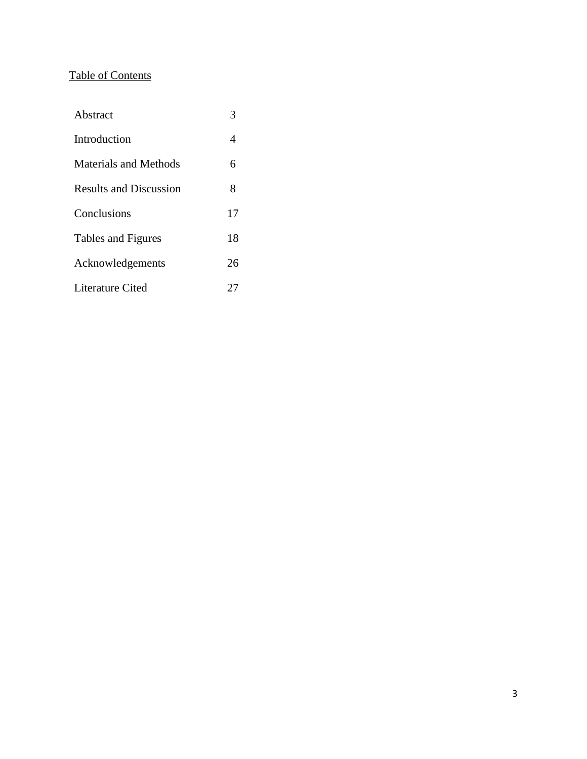Table of Contents

| | |
|---|---|
| Abstract | 3 |
| Introduction | 4 |
| Materials and Methods | 6 |
| Results and Discussion | 8 |
| Conclusions | 17 |
| Tables and Figures | 18 |
| Acknowledgements | 26 |
| Literature Cited | 27 |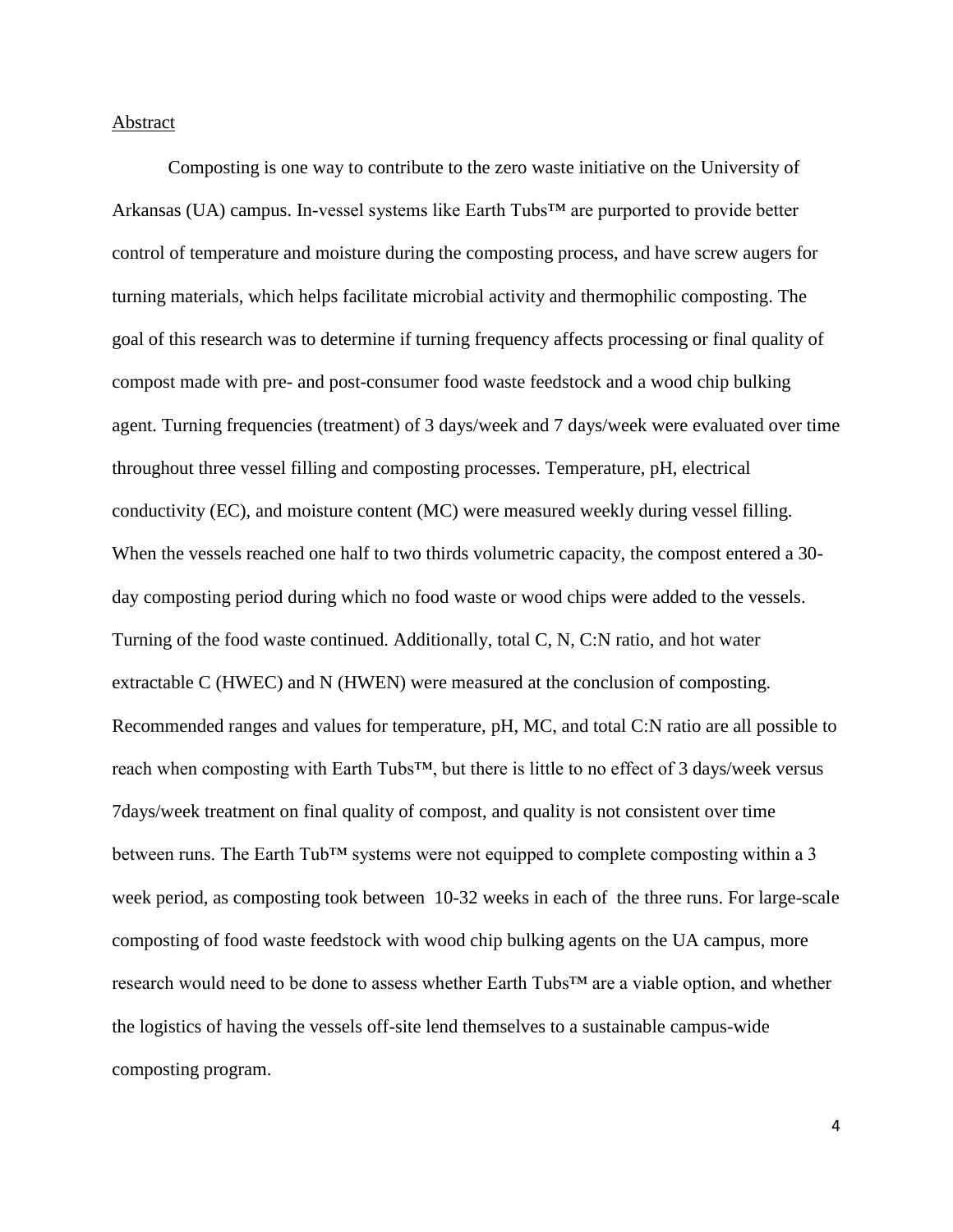## Abstract

Composting is one way to contribute to the zero waste initiative on the University of Arkansas (UA) campus. In-vessel systems like Earth Tubs™ are purported to provide better control of temperature and moisture during the composting process, and have screw augers for turning materials, which helps facilitate microbial activity and thermophilic composting. The goal of this research was to determine if turning frequency affects processing or final quality of compost made with pre- and post-consumer food waste feedstock and a wood chip bulking agent. Turning frequencies (treatment) of 3 days/week and 7 days/week were evaluated over time throughout three vessel filling and composting processes. Temperature, pH, electrical conductivity (EC), and moisture content (MC) were measured weekly during vessel filling. When the vessels reached one half to two thirds volumetric capacity, the compost entered a 30-day composting period during which no food waste or wood chips were added to the vessels. Turning of the food waste continued. Additionally, total C, N, C:N ratio, and hot water extractable C (HWEC) and N (HWEN) were measured at the conclusion of composting. Recommended ranges and values for temperature, pH, MC, and total C:N ratio are all possible to reach when composting with Earth Tubs™, but there is little to no effect of 3 days/week versus 7days/week treatment on final quality of compost, and quality is not consistent over time between runs. The Earth Tub™ systems were not equipped to complete composting within a 3 week period, as composting took between 10-32 weeks in each of the three runs. For large-scale composting of food waste feedstock with wood chip bulking agents on the UA campus, more research would need to be done to assess whether Earth Tubs™ are a viable option, and whether the logistics of having the vessels off-site lend themselves to a sustainable campus-wide composting program.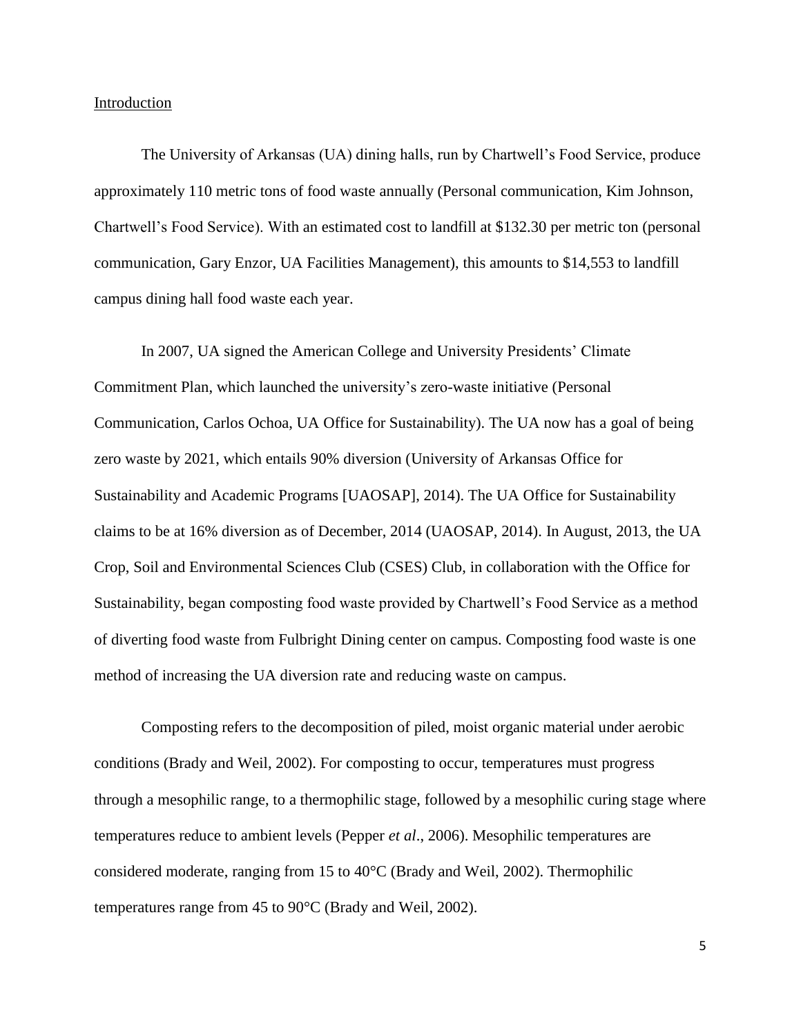## Introduction

The University of Arkansas (UA) dining halls, run by Chartwell's Food Service, produce approximately 110 metric tons of food waste annually (Personal communication, Kim Johnson, Chartwell's Food Service). With an estimated cost to landfill at $132.30 per metric ton (personal communication, Gary Enzor, UA Facilities Management), this amounts to $14,553 to landfill campus dining hall food waste each year.

In 2007, UA signed the American College and University Presidents' Climate Commitment Plan, which launched the university's zero-waste initiative (Personal Communication, Carlos Ochoa, UA Office for Sustainability). The UA now has a goal of being zero waste by 2021, which entails 90% diversion (University of Arkansas Office for Sustainability and Academic Programs [UAOSAP], 2014). The UA Office for Sustainability claims to be at 16% diversion as of December, 2014 (UAOSAP, 2014). In August, 2013, the UA Crop, Soil and Environmental Sciences Club (CSES) Club, in collaboration with the Office for Sustainability, began composting food waste provided by Chartwell's Food Service as a method of diverting food waste from Fulbright Dining center on campus. Composting food waste is one method of increasing the UA diversion rate and reducing waste on campus.

Composting refers to the decomposition of piled, moist organic material under aerobic conditions (Brady and Weil, 2002). For composting to occur, temperatures must progress through a mesophilic range, to a thermophilic stage, followed by a mesophilic curing stage where temperatures reduce to ambient levels (Pepper *et al*., 2006). Mesophilic temperatures are considered moderate, ranging from 15 to 40°C (Brady and Weil, 2002). Thermophilic temperatures range from 45 to 90°C (Brady and Weil, 2002).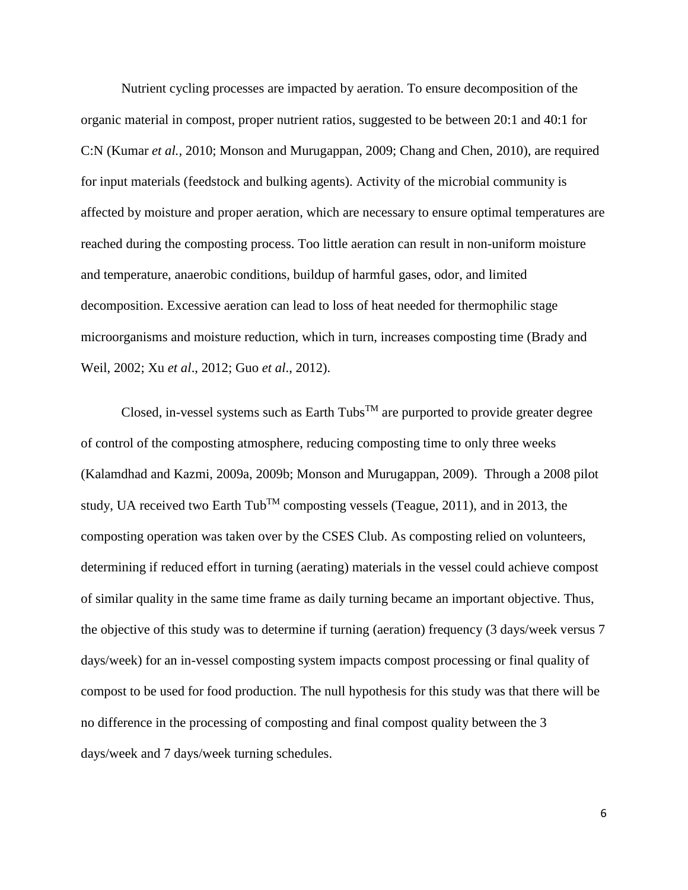Nutrient cycling processes are impacted by aeration. To ensure decomposition of the organic material in compost, proper nutrient ratios, suggested to be between 20:1 and 40:1 for C:N (Kumar *et al.*, 2010; Monson and Murugappan, 2009; Chang and Chen, 2010), are required for input materials (feedstock and bulking agents). Activity of the microbial community is affected by moisture and proper aeration, which are necessary to ensure optimal temperatures are reached during the composting process. Too little aeration can result in non-uniform moisture and temperature, anaerobic conditions, buildup of harmful gases, odor, and limited decomposition. Excessive aeration can lead to loss of heat needed for thermophilic stage microorganisms and moisture reduction, which in turn, increases composting time (Brady and Weil, 2002; Xu *et al*., 2012; Guo *et al*., 2012).

Closed, in-vessel systems such as Earth Tubs™ are purported to provide greater degree of control of the composting atmosphere, reducing composting time to only three weeks (Kalamdhad and Kazmi, 2009a, 2009b; Monson and Murugappan, 2009). Through a 2008 pilot study, UA received two Earth Tub™ composting vessels (Teague, 2011), and in 2013, the composting operation was taken over by the CSES Club. As composting relied on volunteers, determining if reduced effort in turning (aerating) materials in the vessel could achieve compost of similar quality in the same time frame as daily turning became an important objective. Thus, the objective of this study was to determine if turning (aeration) frequency (3 days/week versus 7 days/week) for an in-vessel composting system impacts compost processing or final quality of compost to be used for food production. The null hypothesis for this study was that there will be no difference in the processing of composting and final compost quality between the 3 days/week and 7 days/week turning schedules.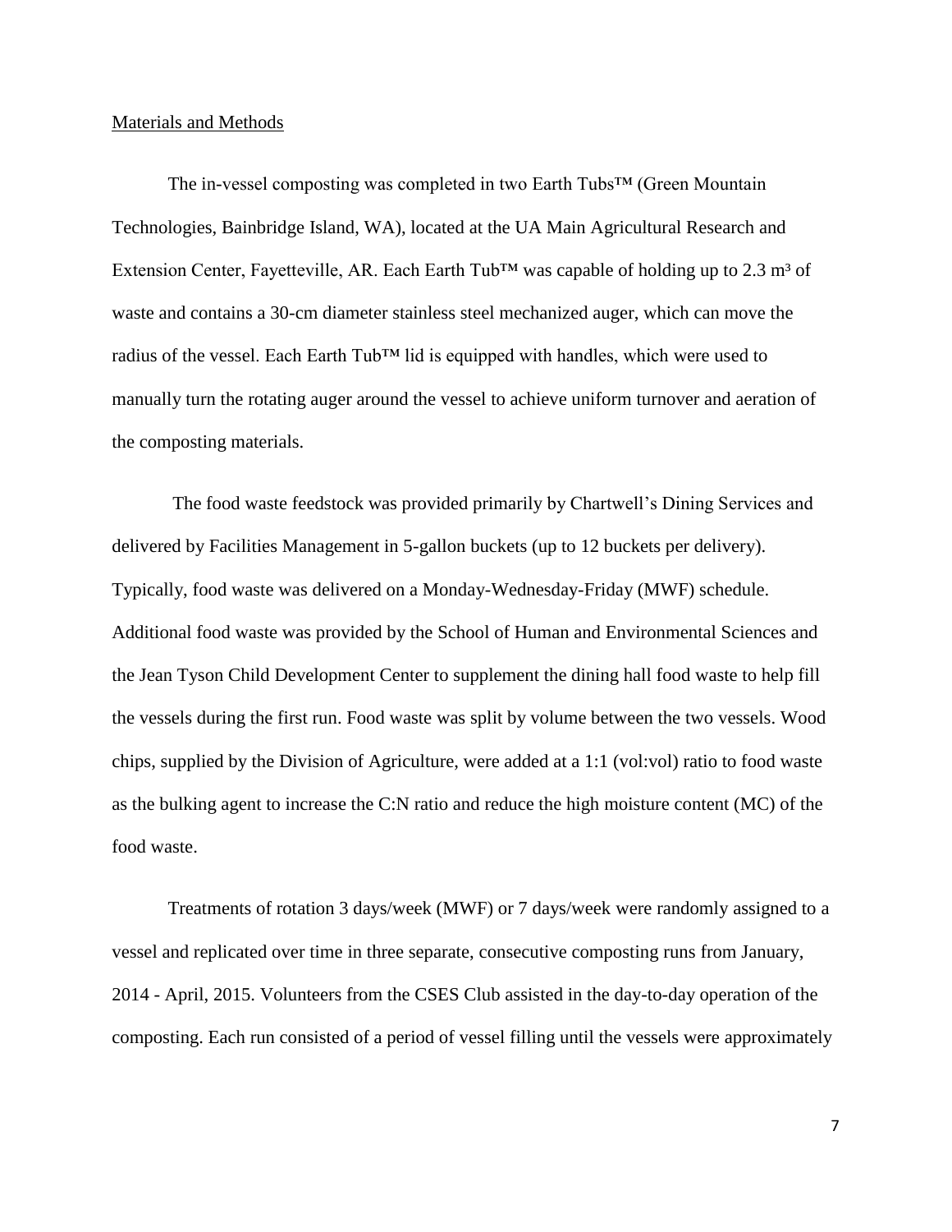## Materials and Methods

The in-vessel composting was completed in two Earth Tubs™ (Green Mountain Technologies, Bainbridge Island, WA), located at the UA Main Agricultural Research and Extension Center, Fayetteville, AR. Each Earth Tub™ was capable of holding up to 2.3 $m^3$ of waste and contains a 30-cm diameter stainless steel mechanized auger, which can move the radius of the vessel. Each Earth Tub™ lid is equipped with handles, which were used to manually turn the rotating auger around the vessel to achieve uniform turnover and aeration of the composting materials.

The food waste feedstock was provided primarily by Chartwell's Dining Services and delivered by Facilities Management in 5-gallon buckets (up to 12 buckets per delivery). Typically, food waste was delivered on a Monday-Wednesday-Friday (MWF) schedule. Additional food waste was provided by the School of Human and Environmental Sciences and the Jean Tyson Child Development Center to supplement the dining hall food waste to help fill the vessels during the first run. Food waste was split by volume between the two vessels. Wood chips, supplied by the Division of Agriculture, were added at a 1:1 (vol:vol) ratio to food waste as the bulking agent to increase the C:N ratio and reduce the high moisture content (MC) of the food waste.

Treatments of rotation 3 days/week (MWF) or 7 days/week were randomly assigned to a vessel and replicated over time in three separate, consecutive composting runs from January, 2014 - April, 2015. Volunteers from the CSES Club assisted in the day-to-day operation of the composting. Each run consisted of a period of vessel filling until the vessels were approximately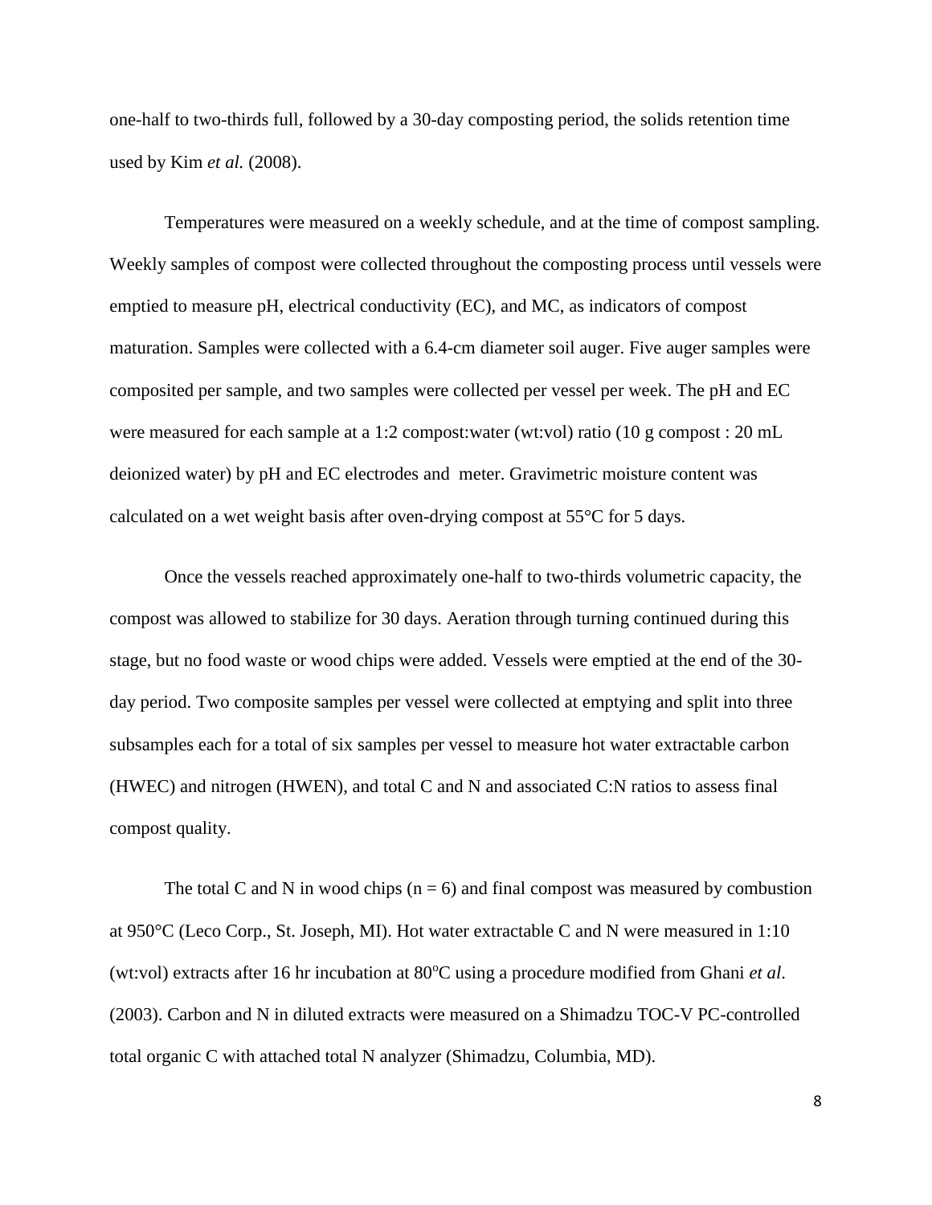one-half to two-thirds full, followed by a 30-day composting period, the solids retention time used by Kim *et al.* (2008).

Temperatures were measured on a weekly schedule, and at the time of compost sampling. Weekly samples of compost were collected throughout the composting process until vessels were emptied to measure pH, electrical conductivity (EC), and MC, as indicators of compost maturation. Samples were collected with a 6.4-cm diameter soil auger. Five auger samples were composited per sample, and two samples were collected per vessel per week. The pH and EC were measured for each sample at a 1:2 compost:water (wt:vol) ratio (10 g compost : 20 mL deionized water) by pH and EC electrodes and meter. Gravimetric moisture content was calculated on a wet weight basis after oven-drying compost at 55°C for 5 days.

Once the vessels reached approximately one-half to two-thirds volumetric capacity, the compost was allowed to stabilize for 30 days. Aeration through turning continued during this stage, but no food waste or wood chips were added. Vessels were emptied at the end of the 30-day period. Two composite samples per vessel were collected at emptying and split into three subsamples each for a total of six samples per vessel to measure hot water extractable carbon (HWEC) and nitrogen (HWEN), and total C and N and associated C:N ratios to assess final compost quality.

The total C and N in wood chips ($n = 6$) and final compost was measured by combustion at 950°C (Leco Corp., St. Joseph, MI). Hot water extractable C and N were measured in 1:10 (wt:vol) extracts after 16 hr incubation at 80°C using a procedure modified from Ghani *et al*. (2003). Carbon and N in diluted extracts were measured on a Shimadzu TOC-V PC-controlled total organic C with attached total N analyzer (Shimadzu, Columbia, MD).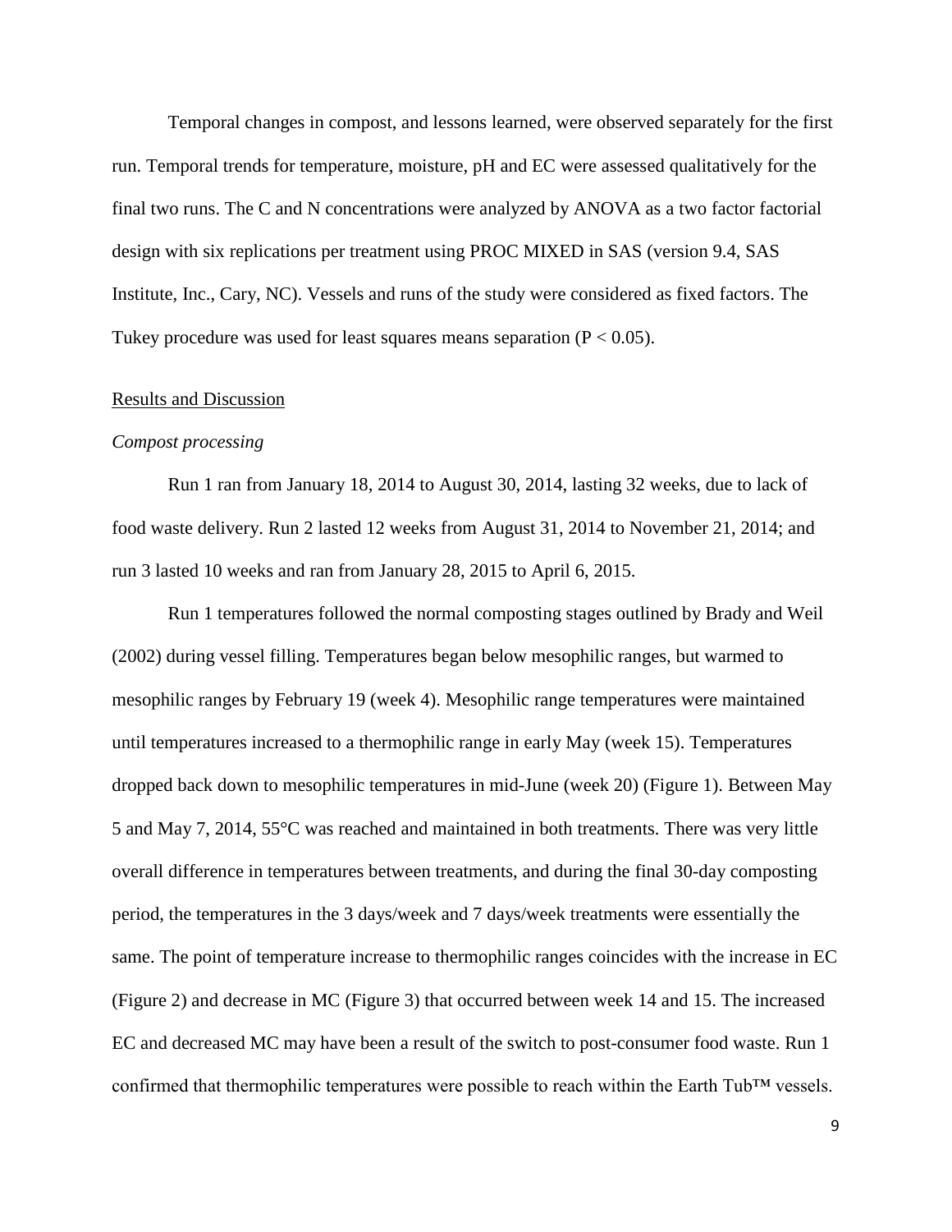Temporal changes in compost, and lessons learned, were observed separately for the first run. Temporal trends for temperature, moisture, pH and EC were assessed qualitatively for the final two runs. The C and N concentrations were analyzed by ANOVA as a two factor factorial design with six replications per treatment using PROC MIXED in SAS (version 9.4, SAS Institute, Inc., Cary, NC). Vessels and runs of the study were considered as fixed factors. The Tukey procedure was used for least squares means separation ($P < 0.05$).

## Results and Discussion

### *Compost processing*

Run 1 ran from January 18, 2014 to August 30, 2014, lasting 32 weeks, due to lack of food waste delivery. Run 2 lasted 12 weeks from August 31, 2014 to November 21, 2014; and run 3 lasted 10 weeks and ran from January 28, 2015 to April 6, 2015.

Run 1 temperatures followed the normal composting stages outlined by Brady and Weil (2002) during vessel filling. Temperatures began below mesophilic ranges, but warmed to mesophilic ranges by February 19 (week 4). Mesophilic range temperatures were maintained until temperatures increased to a thermophilic range in early May (week 15). Temperatures dropped back down to mesophilic temperatures in mid-June (week 20) (Figure 1). Between May 5 and May 7, 2014, 55°C was reached and maintained in both treatments. There was very little overall difference in temperatures between treatments, and during the final 30-day composting period, the temperatures in the 3 days/week and 7 days/week treatments were essentially the same. The point of temperature increase to thermophilic ranges coincides with the increase in EC (Figure 2) and decrease in MC (Figure 3) that occurred between week 14 and 15. The increased EC and decreased MC may have been a result of the switch to post-consumer food waste. Run 1 confirmed that thermophilic temperatures were possible to reach within the Earth Tub™ vessels.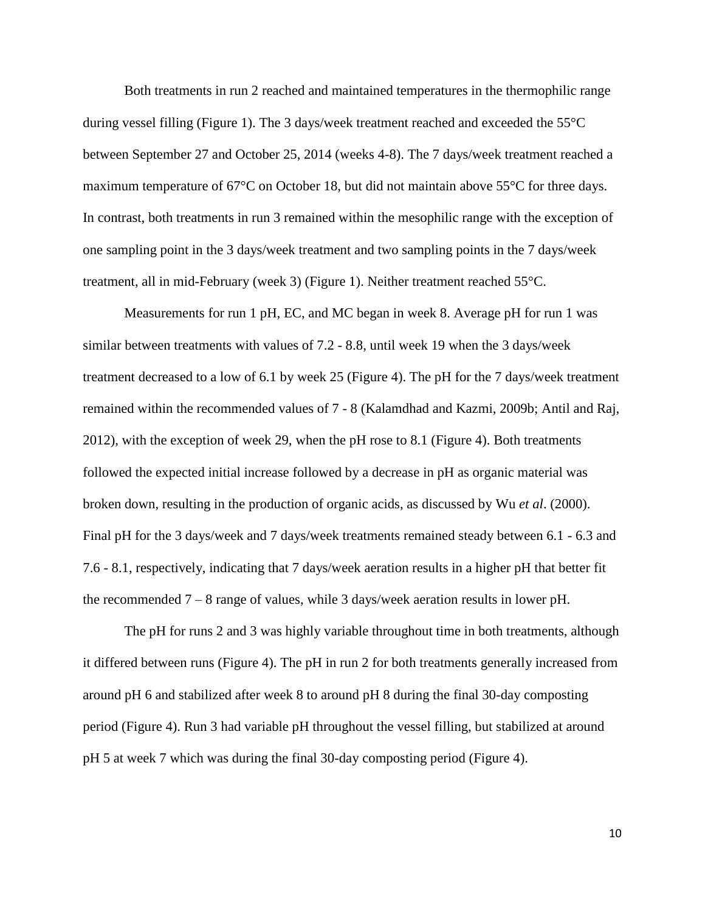Both treatments in run 2 reached and maintained temperatures in the thermophilic range during vessel filling (Figure 1). The 3 days/week treatment reached and exceeded the 55°C between September 27 and October 25, 2014 (weeks 4-8). The 7 days/week treatment reached a maximum temperature of 67°C on October 18, but did not maintain above 55°C for three days. In contrast, both treatments in run 3 remained within the mesophilic range with the exception of one sampling point in the 3 days/week treatment and two sampling points in the 7 days/week treatment, all in mid-February (week 3) (Figure 1). Neither treatment reached 55°C.

Measurements for run 1 pH, EC, and MC began in week 8. Average pH for run 1 was similar between treatments with values of 7.2 - 8.8, until week 19 when the 3 days/week treatment decreased to a low of 6.1 by week 25 (Figure 4). The pH for the 7 days/week treatment remained within the recommended values of 7 - 8 (Kalamdhad and Kazmi, 2009b; Antil and Raj, 2012), with the exception of week 29, when the pH rose to 8.1 (Figure 4). Both treatments followed the expected initial increase followed by a decrease in pH as organic material was broken down, resulting in the production of organic acids, as discussed by Wu *et al*. (2000). Final pH for the 3 days/week and 7 days/week treatments remained steady between 6.1 - 6.3 and 7.6 - 8.1, respectively, indicating that 7 days/week aeration results in a higher pH that better fit the recommended 7 – 8 range of values, while 3 days/week aeration results in lower pH.

The pH for runs 2 and 3 was highly variable throughout time in both treatments, although it differed between runs (Figure 4). The pH in run 2 for both treatments generally increased from around pH 6 and stabilized after week 8 to around pH 8 during the final 30-day composting period (Figure 4). Run 3 had variable pH throughout the vessel filling, but stabilized at around pH 5 at week 7 which was during the final 30-day composting period (Figure 4).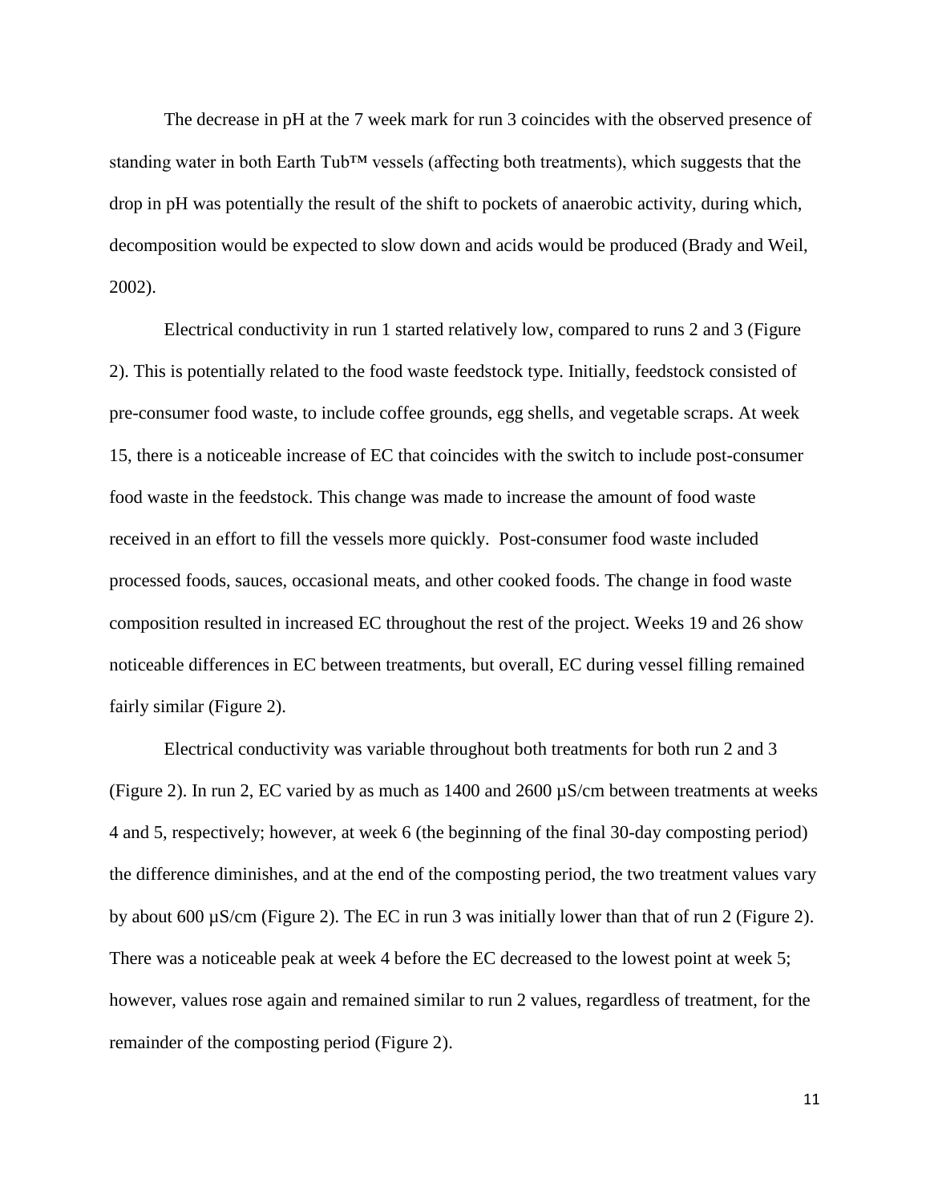The decrease in pH at the 7 week mark for run 3 coincides with the observed presence of standing water in both Earth Tub™ vessels (affecting both treatments), which suggests that the drop in pH was potentially the result of the shift to pockets of anaerobic activity, during which, decomposition would be expected to slow down and acids would be produced (Brady and Weil, 2002).

Electrical conductivity in run 1 started relatively low, compared to runs 2 and 3 (Figure 2). This is potentially related to the food waste feedstock type. Initially, feedstock consisted of pre-consumer food waste, to include coffee grounds, egg shells, and vegetable scraps. At week 15, there is a noticeable increase of EC that coincides with the switch to include post-consumer food waste in the feedstock. This change was made to increase the amount of food waste received in an effort to fill the vessels more quickly. Post-consumer food waste included processed foods, sauces, occasional meats, and other cooked foods. The change in food waste composition resulted in increased EC throughout the rest of the project. Weeks 19 and 26 show noticeable differences in EC between treatments, but overall, EC during vessel filling remained fairly similar (Figure 2).

Electrical conductivity was variable throughout both treatments for both run 2 and 3 (Figure 2). In run 2, EC varied by as much as 1400 and 2600 µS/cm between treatments at weeks 4 and 5, respectively; however, at week 6 (the beginning of the final 30-day composting period) the difference diminishes, and at the end of the composting period, the two treatment values vary by about 600 µS/cm (Figure 2). The EC in run 3 was initially lower than that of run 2 (Figure 2). There was a noticeable peak at week 4 before the EC decreased to the lowest point at week 5; however, values rose again and remained similar to run 2 values, regardless of treatment, for the remainder of the composting period (Figure 2).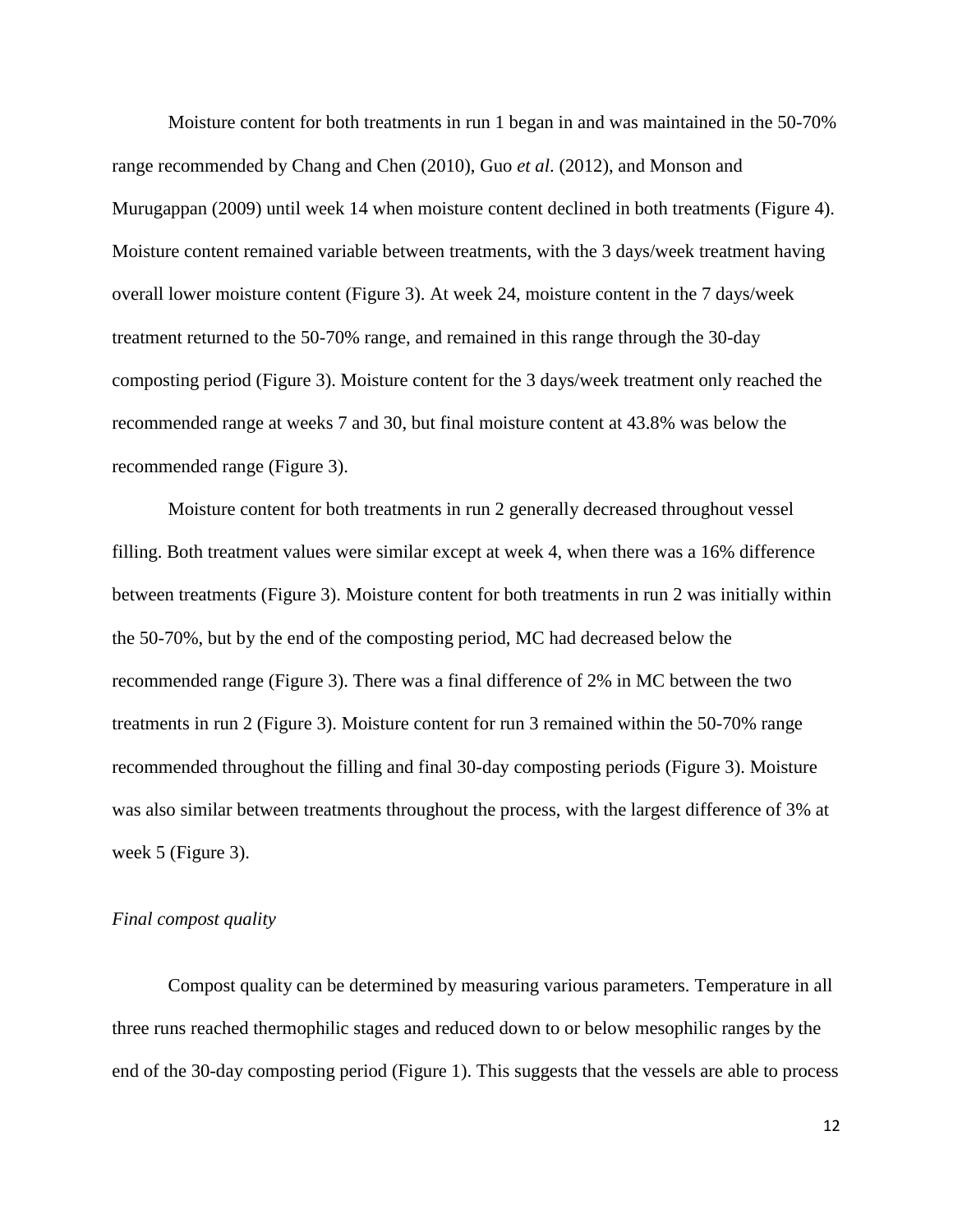Moisture content for both treatments in run 1 began in and was maintained in the 50-70% range recommended by Chang and Chen (2010), Guo *et al*. (2012), and Monson and Murugappan (2009) until week 14 when moisture content declined in both treatments (Figure 4). Moisture content remained variable between treatments, with the 3 days/week treatment having overall lower moisture content (Figure 3). At week 24, moisture content in the 7 days/week treatment returned to the 50-70% range, and remained in this range through the 30-day composting period (Figure 3). Moisture content for the 3 days/week treatment only reached the recommended range at weeks 7 and 30, but final moisture content at 43.8% was below the recommended range (Figure 3).

Moisture content for both treatments in run 2 generally decreased throughout vessel filling. Both treatment values were similar except at week 4, when there was a 16% difference between treatments (Figure 3). Moisture content for both treatments in run 2 was initially within the 50-70%, but by the end of the composting period, MC had decreased below the recommended range (Figure 3). There was a final difference of 2% in MC between the two treatments in run 2 (Figure 3). Moisture content for run 3 remained within the 50-70% range recommended throughout the filling and final 30-day composting periods (Figure 3). Moisture was also similar between treatments throughout the process, with the largest difference of 3% at week 5 (Figure 3).

*Final compost quality*

Compost quality can be determined by measuring various parameters. Temperature in all three runs reached thermophilic stages and reduced down to or below mesophilic ranges by the end of the 30-day composting period (Figure 1). This suggests that the vessels are able to process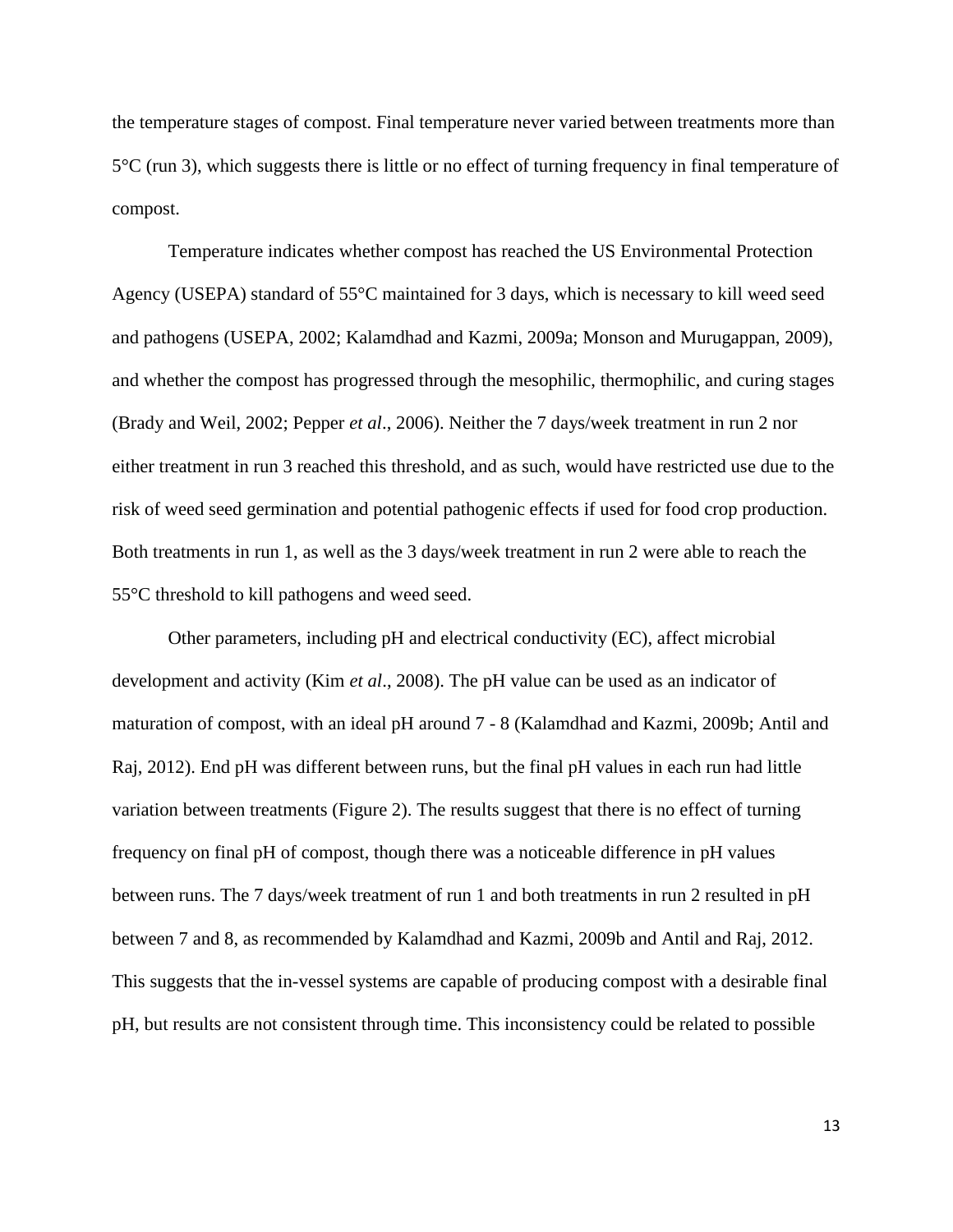the temperature stages of compost. Final temperature never varied between treatments more than 5°C (run 3), which suggests there is little or no effect of turning frequency in final temperature of compost.

Temperature indicates whether compost has reached the US Environmental Protection Agency (USEPA) standard of 55°C maintained for 3 days, which is necessary to kill weed seed and pathogens (USEPA, 2002; Kalamdhad and Kazmi, 2009a; Monson and Murugappan, 2009), and whether the compost has progressed through the mesophilic, thermophilic, and curing stages (Brady and Weil, 2002; Pepper *et al*., 2006). Neither the 7 days/week treatment in run 2 nor either treatment in run 3 reached this threshold, and as such, would have restricted use due to the risk of weed seed germination and potential pathogenic effects if used for food crop production. Both treatments in run 1, as well as the 3 days/week treatment in run 2 were able to reach the 55°C threshold to kill pathogens and weed seed.

Other parameters, including pH and electrical conductivity (EC), affect microbial development and activity (Kim *et al*., 2008). The pH value can be used as an indicator of maturation of compost, with an ideal pH around 7 - 8 (Kalamdhad and Kazmi, 2009b; Antil and Raj, 2012). End pH was different between runs, but the final pH values in each run had little variation between treatments (Figure 2). The results suggest that there is no effect of turning frequency on final pH of compost, though there was a noticeable difference in pH values between runs. The 7 days/week treatment of run 1 and both treatments in run 2 resulted in pH between 7 and 8, as recommended by Kalamdhad and Kazmi, 2009b and Antil and Raj, 2012. This suggests that the in-vessel systems are capable of producing compost with a desirable final pH, but results are not consistent through time. This inconsistency could be related to possible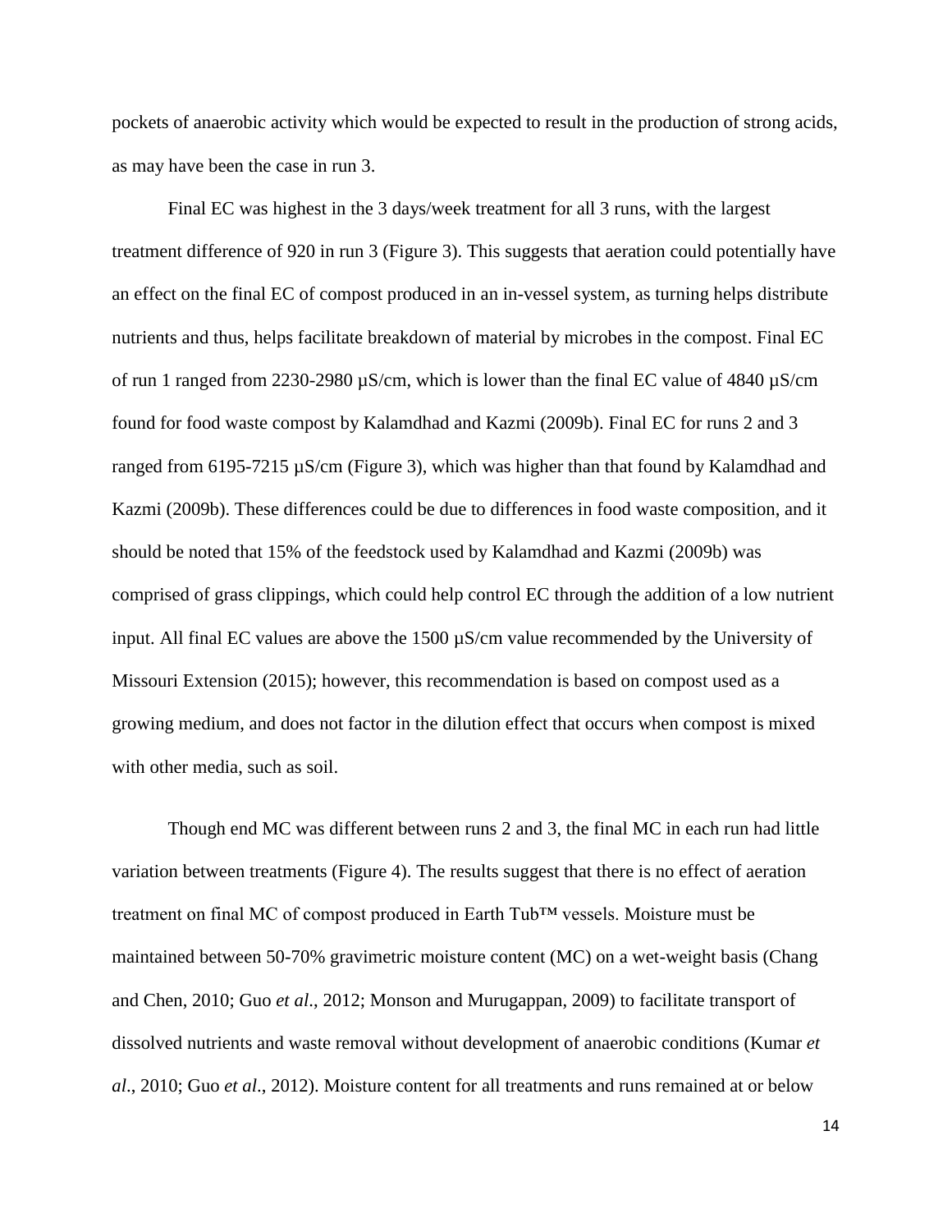pockets of anaerobic activity which would be expected to result in the production of strong acids, as may have been the case in run 3.

Final EC was highest in the 3 days/week treatment for all 3 runs, with the largest treatment difference of 920 in run 3 (Figure 3). This suggests that aeration could potentially have an effect on the final EC of compost produced in an in-vessel system, as turning helps distribute nutrients and thus, helps facilitate breakdown of material by microbes in the compost. Final EC of run 1 ranged from 2230-2980 µS/cm, which is lower than the final EC value of 4840 µS/cm found for food waste compost by Kalamdhad and Kazmi (2009b). Final EC for runs 2 and 3 ranged from 6195-7215 µS/cm (Figure 3), which was higher than that found by Kalamdhad and Kazmi (2009b). These differences could be due to differences in food waste composition, and it should be noted that 15% of the feedstock used by Kalamdhad and Kazmi (2009b) was comprised of grass clippings, which could help control EC through the addition of a low nutrient input. All final EC values are above the 1500 µS/cm value recommended by the University of Missouri Extension (2015); however, this recommendation is based on compost used as a growing medium, and does not factor in the dilution effect that occurs when compost is mixed with other media, such as soil.

Though end MC was different between runs 2 and 3, the final MC in each run had little variation between treatments (Figure 4). The results suggest that there is no effect of aeration treatment on final MC of compost produced in Earth Tub™ vessels. Moisture must be maintained between 50-70% gravimetric moisture content (MC) on a wet-weight basis (Chang and Chen, 2010; Guo *et al*., 2012; Monson and Murugappan, 2009) to facilitate transport of dissolved nutrients and waste removal without development of anaerobic conditions (Kumar *et al*., 2010; Guo *et al*., 2012). Moisture content for all treatments and runs remained at or below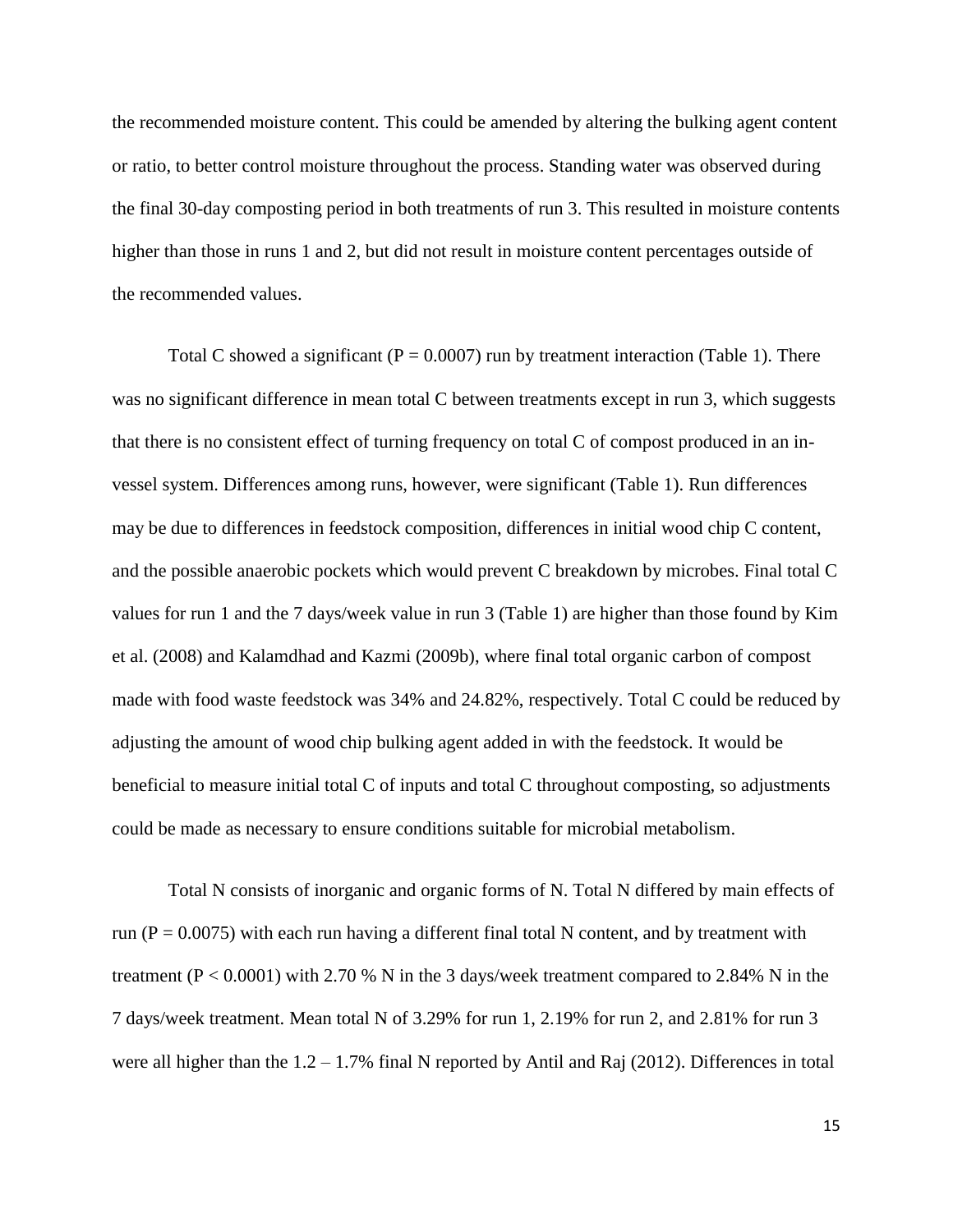the recommended moisture content. This could be amended by altering the bulking agent content or ratio, to better control moisture throughout the process. Standing water was observed during the final 30-day composting period in both treatments of run 3. This resulted in moisture contents higher than those in runs 1 and 2, but did not result in moisture content percentages outside of the recommended values.

Total C showed a significant ($P = 0.0007$) run by treatment interaction (Table 1). There was no significant difference in mean total C between treatments except in run 3, which suggests that there is no consistent effect of turning frequency on total C of compost produced in an in-vessel system. Differences among runs, however, were significant (Table 1). Run differences may be due to differences in feedstock composition, differences in initial wood chip C content, and the possible anaerobic pockets which would prevent C breakdown by microbes. Final total C values for run 1 and the 7 days/week value in run 3 (Table 1) are higher than those found by Kim et al. (2008) and Kalamdhad and Kazmi (2009b), where final total organic carbon of compost made with food waste feedstock was 34% and 24.82%, respectively. Total C could be reduced by adjusting the amount of wood chip bulking agent added in with the feedstock. It would be beneficial to measure initial total C of inputs and total C throughout composting, so adjustments could be made as necessary to ensure conditions suitable for microbial metabolism.

Total N consists of inorganic and organic forms of N. Total N differed by main effects of run ($P = 0.0075$) with each run having a different final total N content, and by treatment with treatment ($P < 0.0001$) with 2.70 % N in the 3 days/week treatment compared to 2.84% N in the 7 days/week treatment. Mean total N of 3.29% for run 1, 2.19% for run 2, and 2.81% for run 3 were all higher than the 1.2 – 1.7% final N reported by Antil and Raj (2012). Differences in total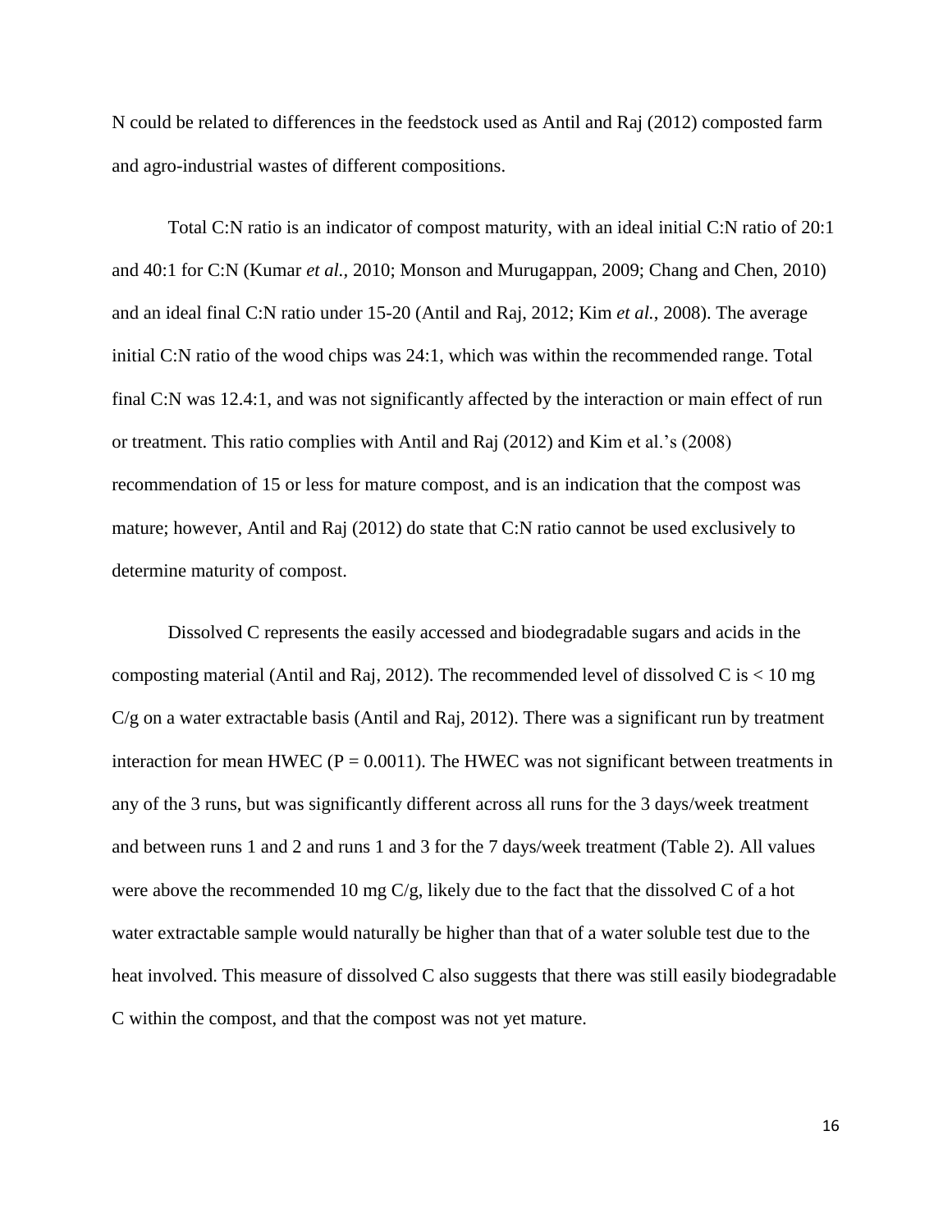N could be related to differences in the feedstock used as Antil and Raj (2012) composted farm and agro-industrial wastes of different compositions.

Total C:N ratio is an indicator of compost maturity, with an ideal initial C:N ratio of 20:1 and 40:1 for C:N (Kumar *et al.,* 2010; Monson and Murugappan, 2009; Chang and Chen, 2010) and an ideal final C:N ratio under 15-20 (Antil and Raj, 2012; Kim *et al.*, 2008). The average initial C:N ratio of the wood chips was 24:1, which was within the recommended range. Total final C:N was 12.4:1, and was not significantly affected by the interaction or main effect of run or treatment. This ratio complies with Antil and Raj (2012) and Kim et al.'s (2008) recommendation of 15 or less for mature compost, and is an indication that the compost was mature; however, Antil and Raj (2012) do state that C:N ratio cannot be used exclusively to determine maturity of compost.

Dissolved C represents the easily accessed and biodegradable sugars and acids in the composting material (Antil and Raj, 2012). The recommended level of dissolved C is < 10 mg C/g on a water extractable basis (Antil and Raj, 2012). There was a significant run by treatment interaction for mean HWEC ($P = 0.0011$). The HWEC was not significant between treatments in any of the 3 runs, but was significantly different across all runs for the 3 days/week treatment and between runs 1 and 2 and runs 1 and 3 for the 7 days/week treatment (Table 2). All values were above the recommended 10 mg C/g, likely due to the fact that the dissolved C of a hot water extractable sample would naturally be higher than that of a water soluble test due to the heat involved. This measure of dissolved C also suggests that there was still easily biodegradable C within the compost, and that the compost was not yet mature.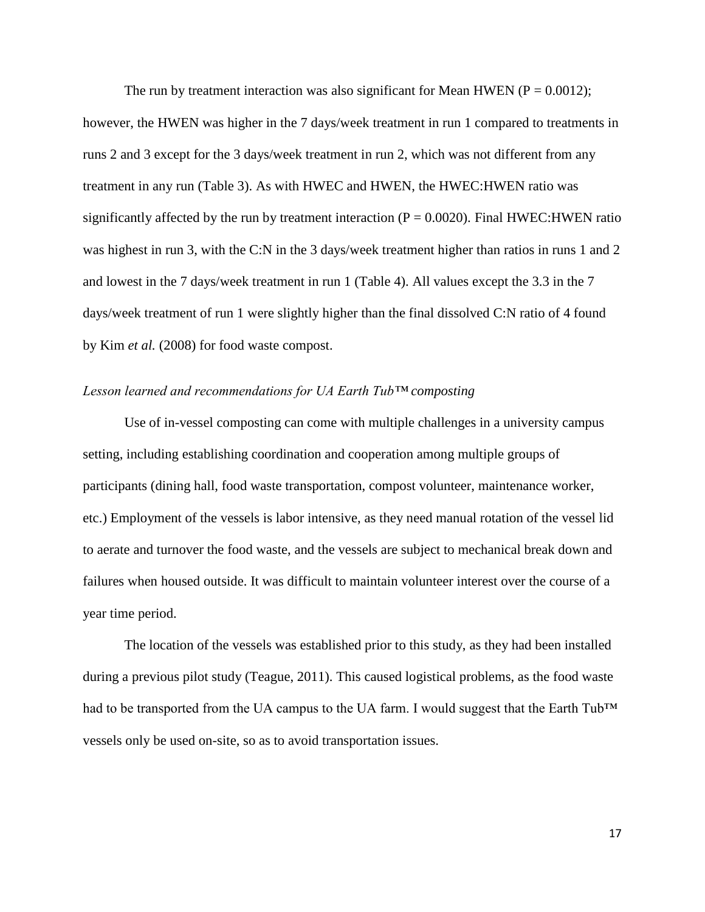The run by treatment interaction was also significant for Mean HWEN ($P = 0.0012$); however, the HWEN was higher in the 7 days/week treatment in run 1 compared to treatments in runs 2 and 3 except for the 3 days/week treatment in run 2, which was not different from any treatment in any run (Table 3). As with HWEC and HWEN, the HWEC:HWEN ratio was significantly affected by the run by treatment interaction ($P = 0.0020$). Final HWEC:HWEN ratio was highest in run 3, with the C:N in the 3 days/week treatment higher than ratios in runs 1 and 2 and lowest in the 7 days/week treatment in run 1 (Table 4). All values except the 3.3 in the 7 days/week treatment of run 1 were slightly higher than the final dissolved C:N ratio of 4 found by Kim *et al.* (2008) for food waste compost.

*Lesson learned and recommendations for UA Earth Tub™ composting*

Use of in-vessel composting can come with multiple challenges in a university campus setting, including establishing coordination and cooperation among multiple groups of participants (dining hall, food waste transportation, compost volunteer, maintenance worker, etc.) Employment of the vessels is labor intensive, as they need manual rotation of the vessel lid to aerate and turnover the food waste, and the vessels are subject to mechanical break down and failures when housed outside. It was difficult to maintain volunteer interest over the course of a year time period.

The location of the vessels was established prior to this study, as they had been installed during a previous pilot study (Teague, 2011). This caused logistical problems, as the food waste had to be transported from the UA campus to the UA farm. I would suggest that the Earth Tub™ vessels only be used on-site, so as to avoid transportation issues.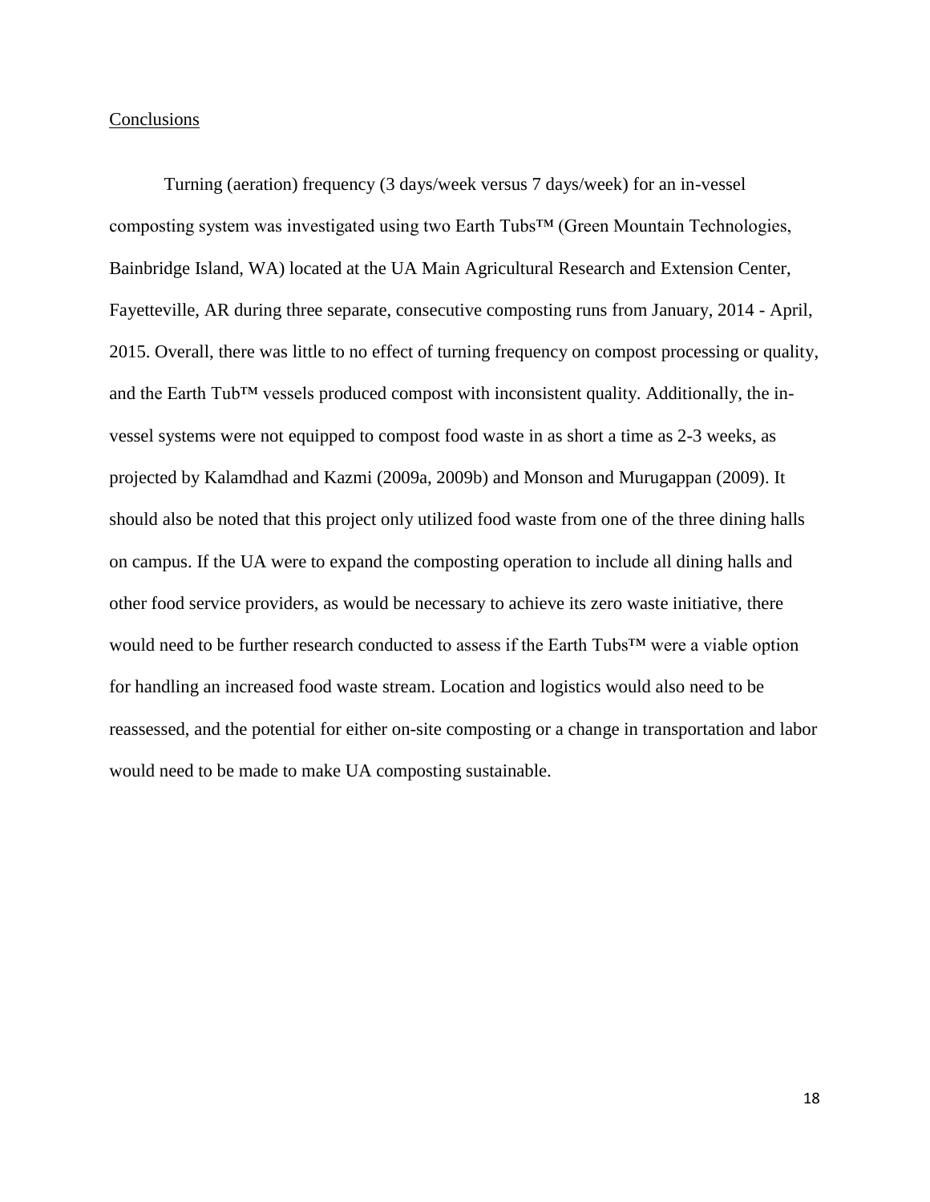## Conclusions

Turning (aeration) frequency (3 days/week versus 7 days/week) for an in-vessel composting system was investigated using two Earth Tubs™ (Green Mountain Technologies, Bainbridge Island, WA) located at the UA Main Agricultural Research and Extension Center, Fayetteville, AR during three separate, consecutive composting runs from January, 2014 - April, 2015. Overall, there was little to no effect of turning frequency on compost processing or quality, and the Earth Tub™ vessels produced compost with inconsistent quality. Additionally, the in-vessel systems were not equipped to compost food waste in as short a time as 2-3 weeks, as projected by Kalamdhad and Kazmi (2009a, 2009b) and Monson and Murugappan (2009). It should also be noted that this project only utilized food waste from one of the three dining halls on campus. If the UA were to expand the composting operation to include all dining halls and other food service providers, as would be necessary to achieve its zero waste initiative, there would need to be further research conducted to assess if the Earth Tubs™ were a viable option for handling an increased food waste stream. Location and logistics would also need to be reassessed, and the potential for either on-site composting or a change in transportation and labor would need to be made to make UA composting sustainable.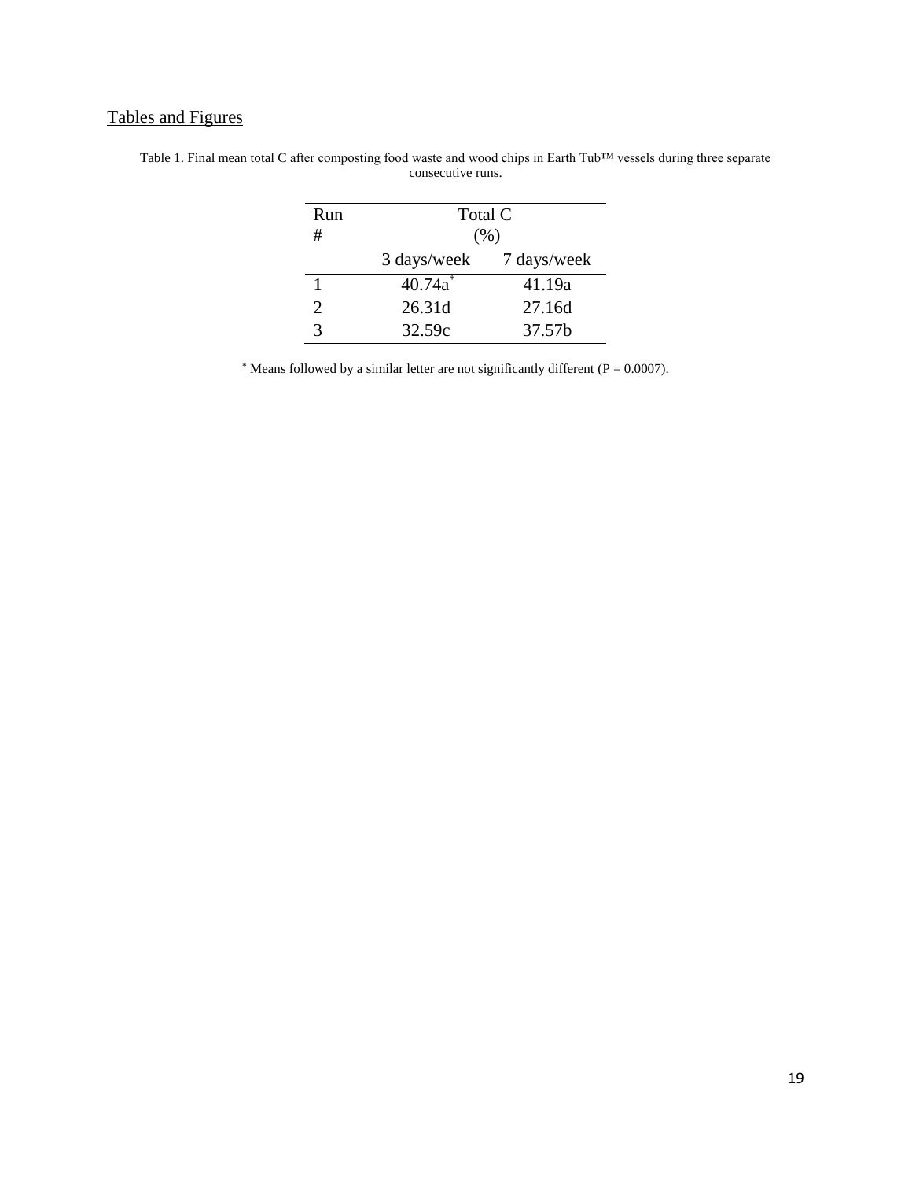## Tables and Figures

Table 1. Final mean total C after composting food waste and wood chips in Earth Tub™ vessels during three separate consecutive runs.

| Run # | Total C (%) | |
|---|---|---|
| | 3 days/week | 7 days/week |
| 1 | 40.74a* | 41.19a |
| 2 | 26.31d | 27.16d |
| 3 | 32.59c | 37.57b |

* Means followed by a similar letter are not significantly different ($P = 0.0007$).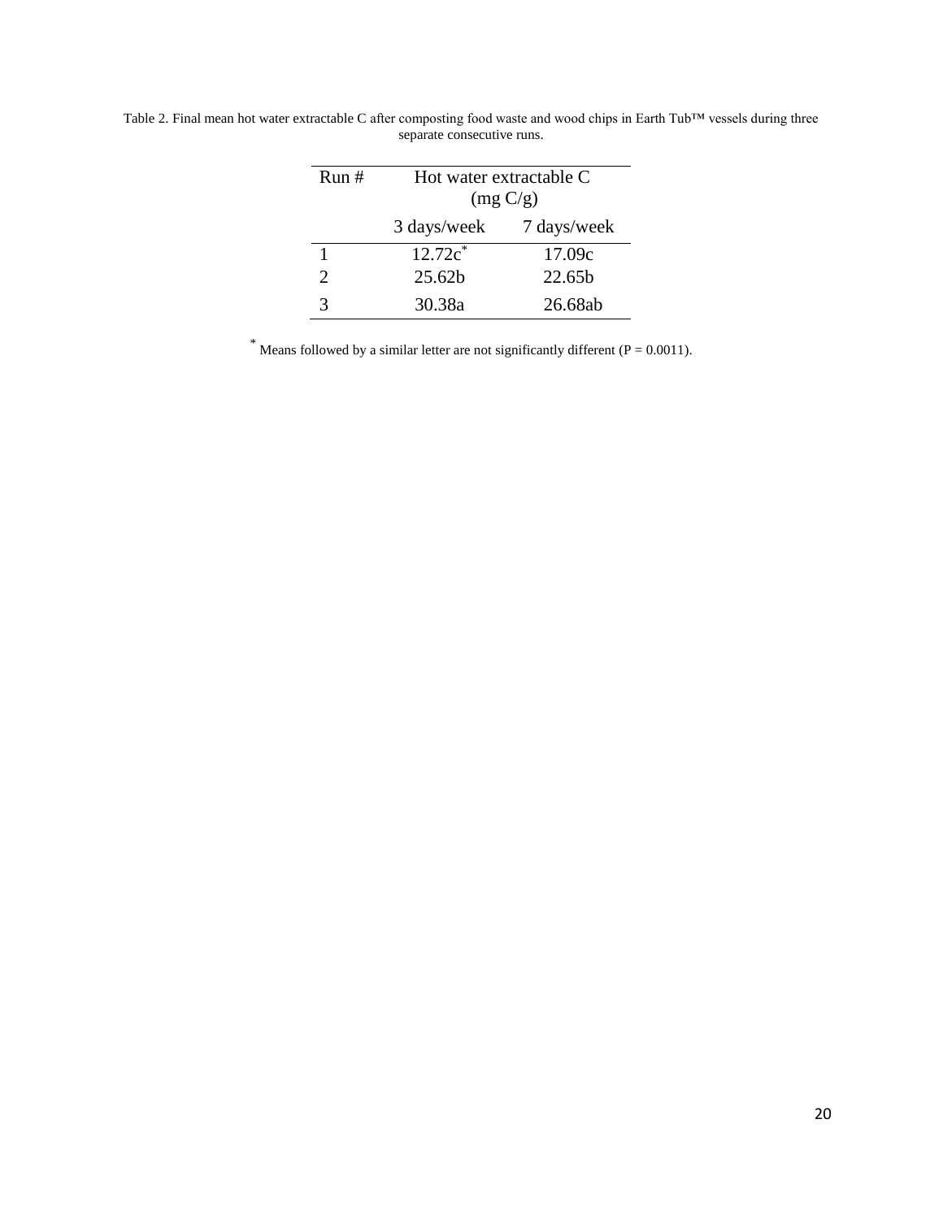Table 2. Final mean hot water extractable C after composting food waste and wood chips in Earth Tub™ vessels during three separate consecutive runs.

| Run # | Hot water extractable C (mg C/g) | |
|---|---|---|
| | 3 days/week | 7 days/week |
| 1 | 12.72c* | 17.09c |
| 2 | 25.62b | 22.65b |
| 3 | 30.38a | 26.68ab |

\* Means followed by a similar letter are not significantly different (P = 0.0011).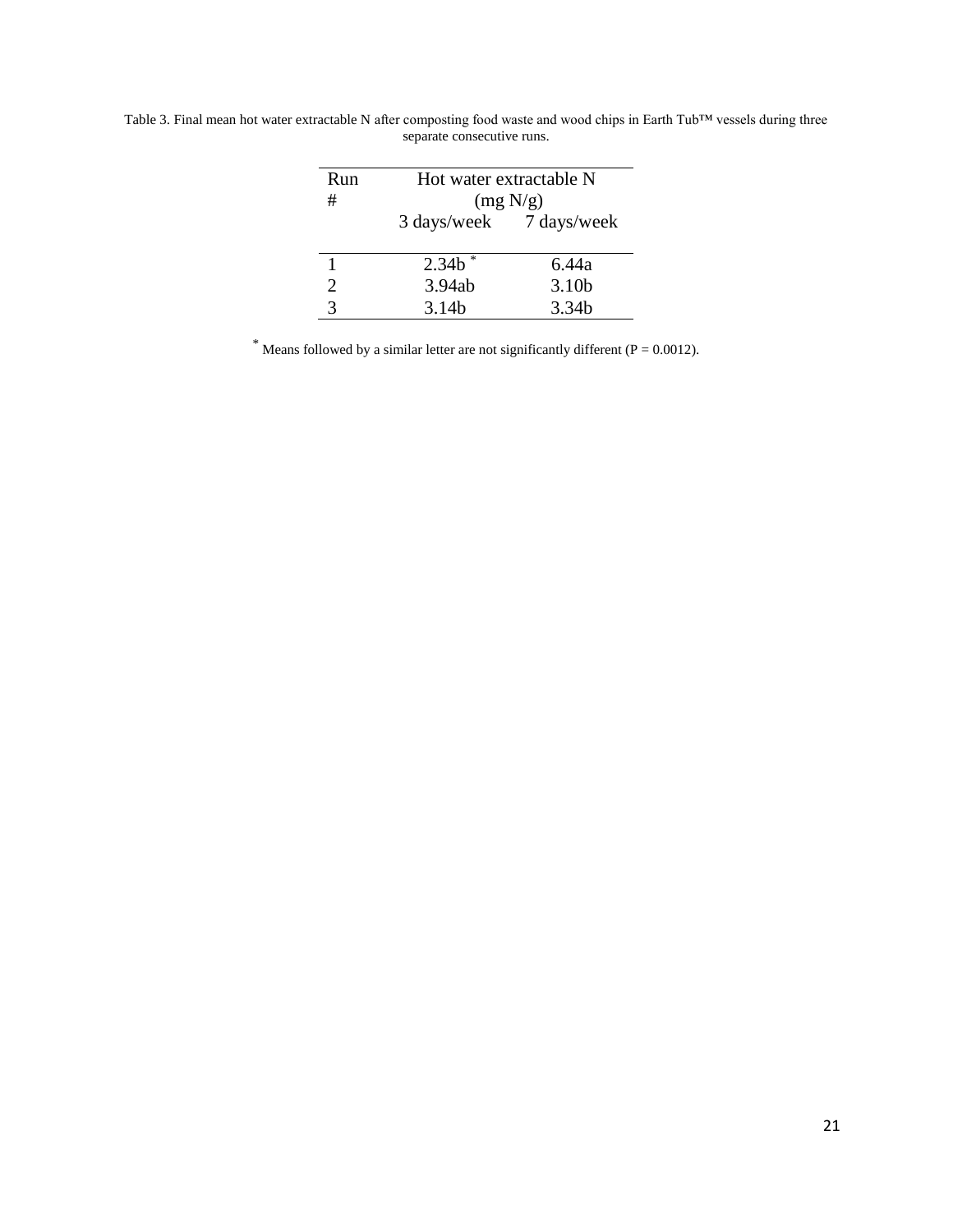Table 3. Final mean hot water extractable N after composting food waste and wood chips in Earth Tub™ vessels during three separate consecutive runs.

| Run # | Hot water extractable N (mg N/g) | |
|---|---|---|
| | 3 days/week | 7 days/week |
| 1 | 2.34b * | 6.44a |
| 2 | 3.94ab | 3.10b |
| 3 | 3.14b | 3.34b |

* Means followed by a similar letter are not significantly different ($P = 0.0012$).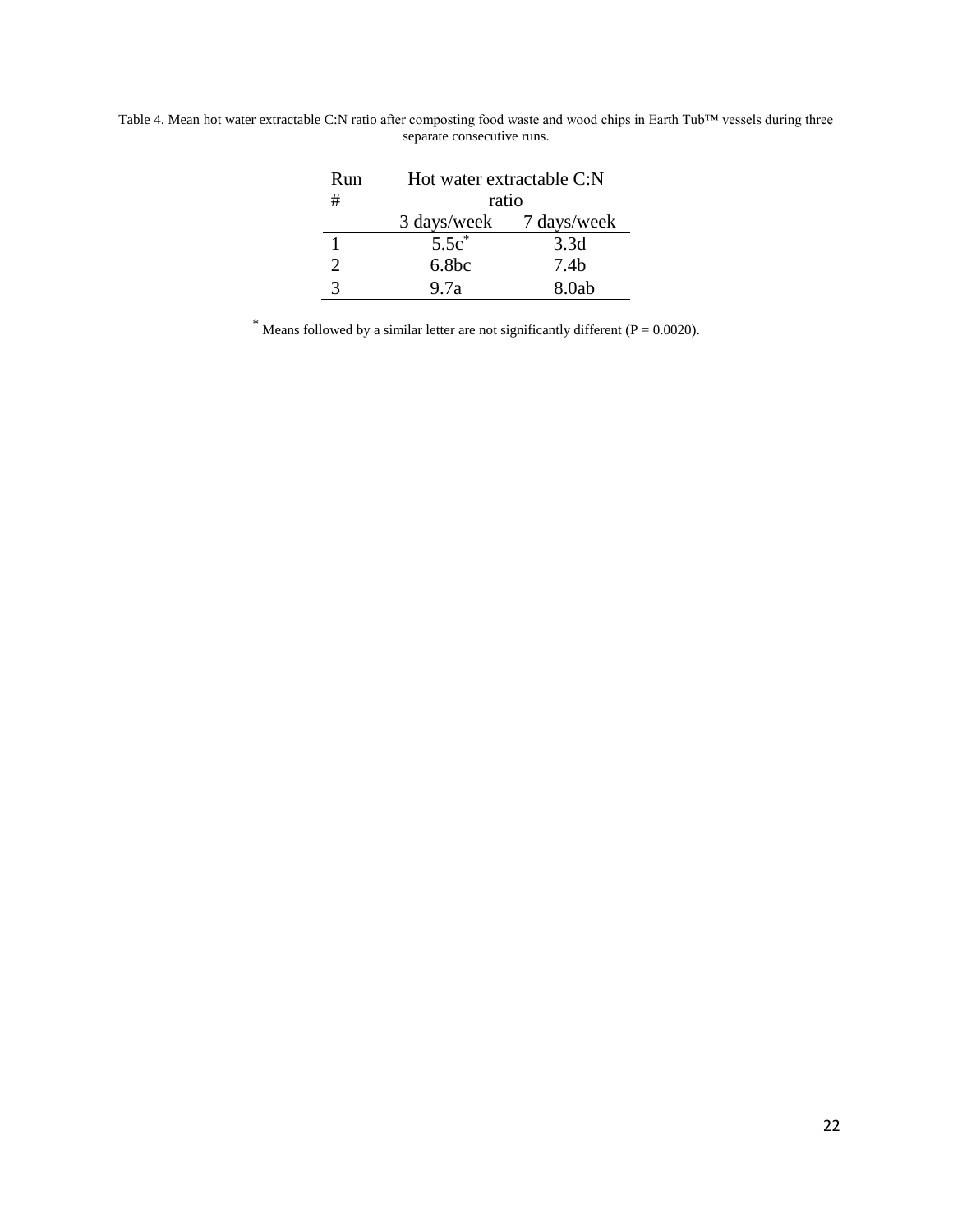Table 4. Mean hot water extractable C:N ratio after composting food waste and wood chips in Earth Tub™ vessels during three separate consecutive runs.

| Run # | Hot water extractable C:N ratio | |
|---|---|---|
| | 3 days/week | 7 days/week |
| 1 | 5.5c* | 3.3d |
| 2 | 6.8bc | 7.4b |
| 3 | 9.7a | 8.0ab |

* Means followed by a similar letter are not significantly different (P = 0.0020).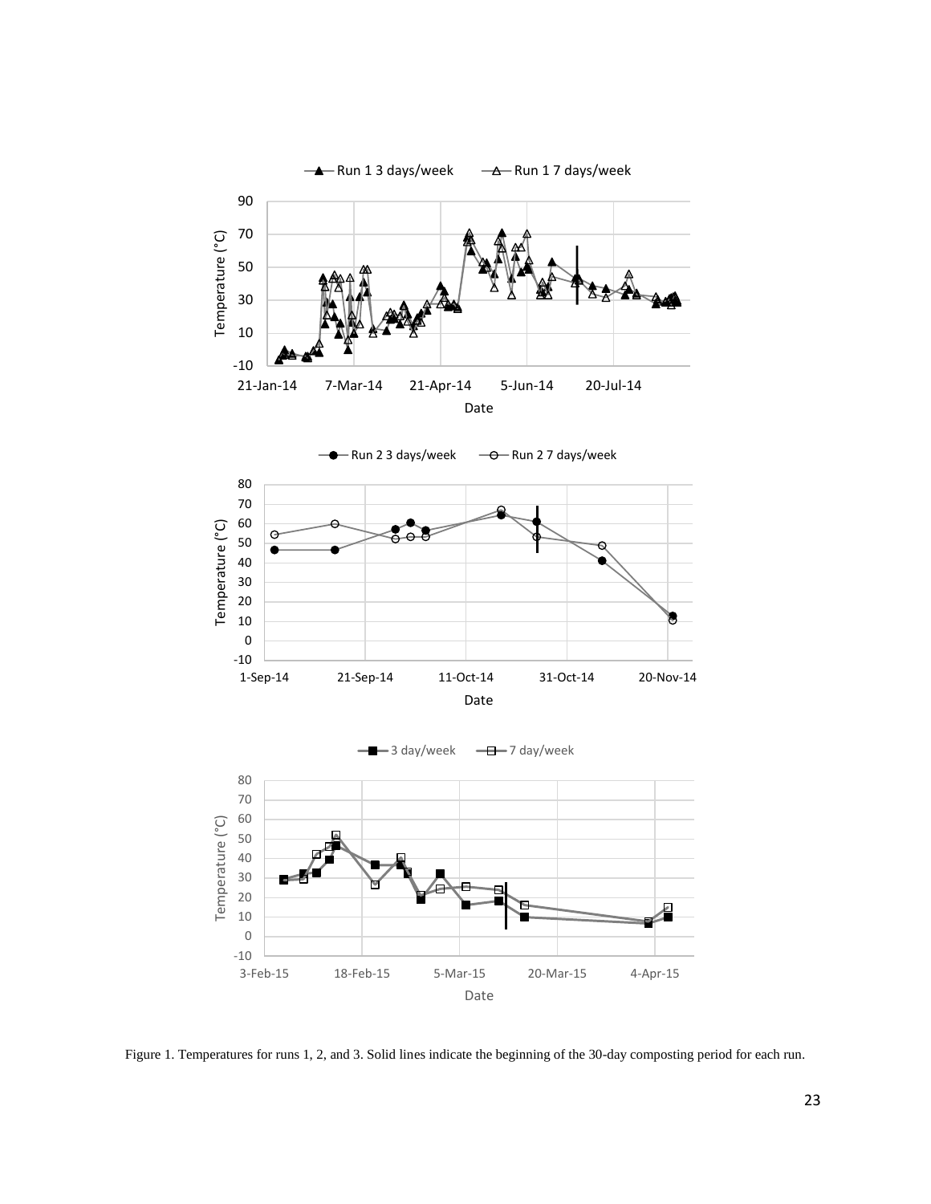Figure 1. Temperatures for runs 1, 2, and 3. Solid lines indicate the beginning of the 30-day composting period for each run.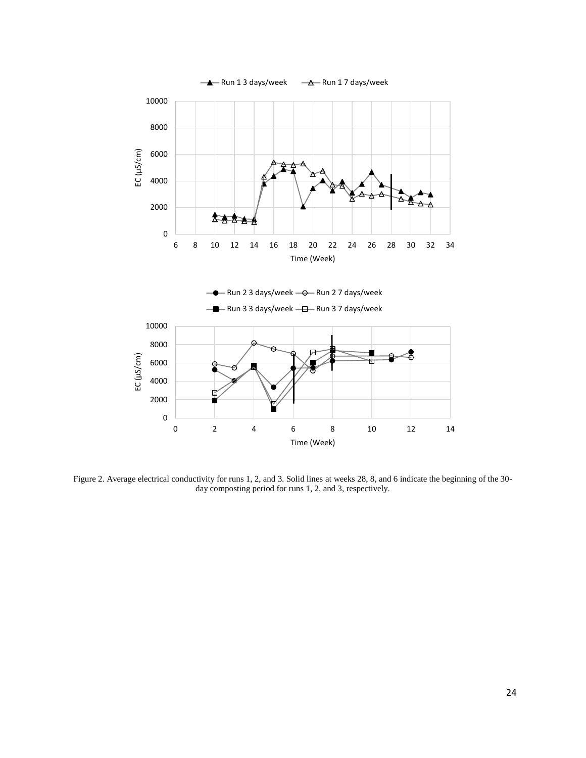Figure 2. Average electrical conductivity for runs 1, 2, and 3. Solid lines at weeks 28, 8, and 6 indicate the beginning of the 30-day composting period for runs 1, 2, and 3, respectively.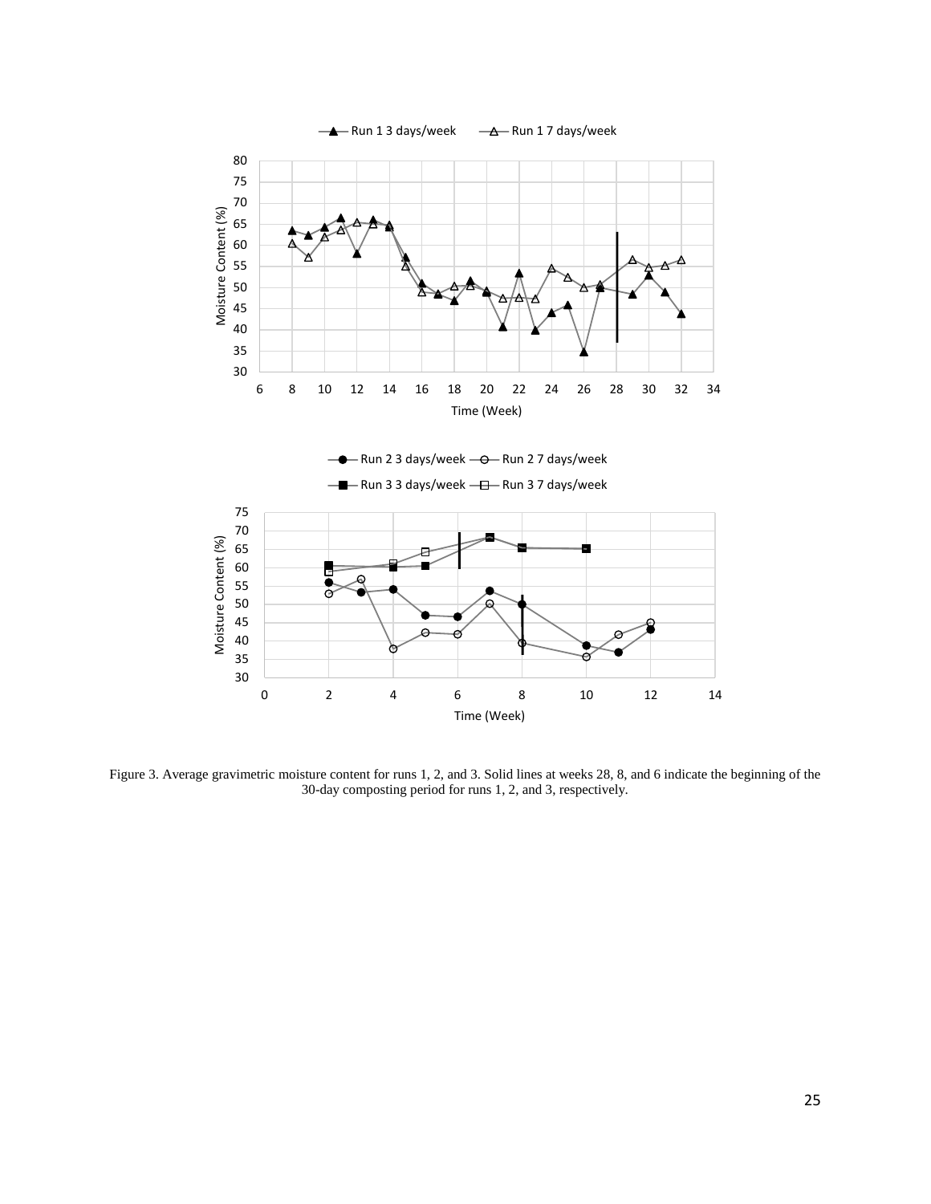Figure 3. Average gravimetric moisture content for runs 1, 2, and 3. Solid lines at weeks 28, 8, and 6 indicate the beginning of the 30-day composting period for runs 1, 2, and 3, respectively.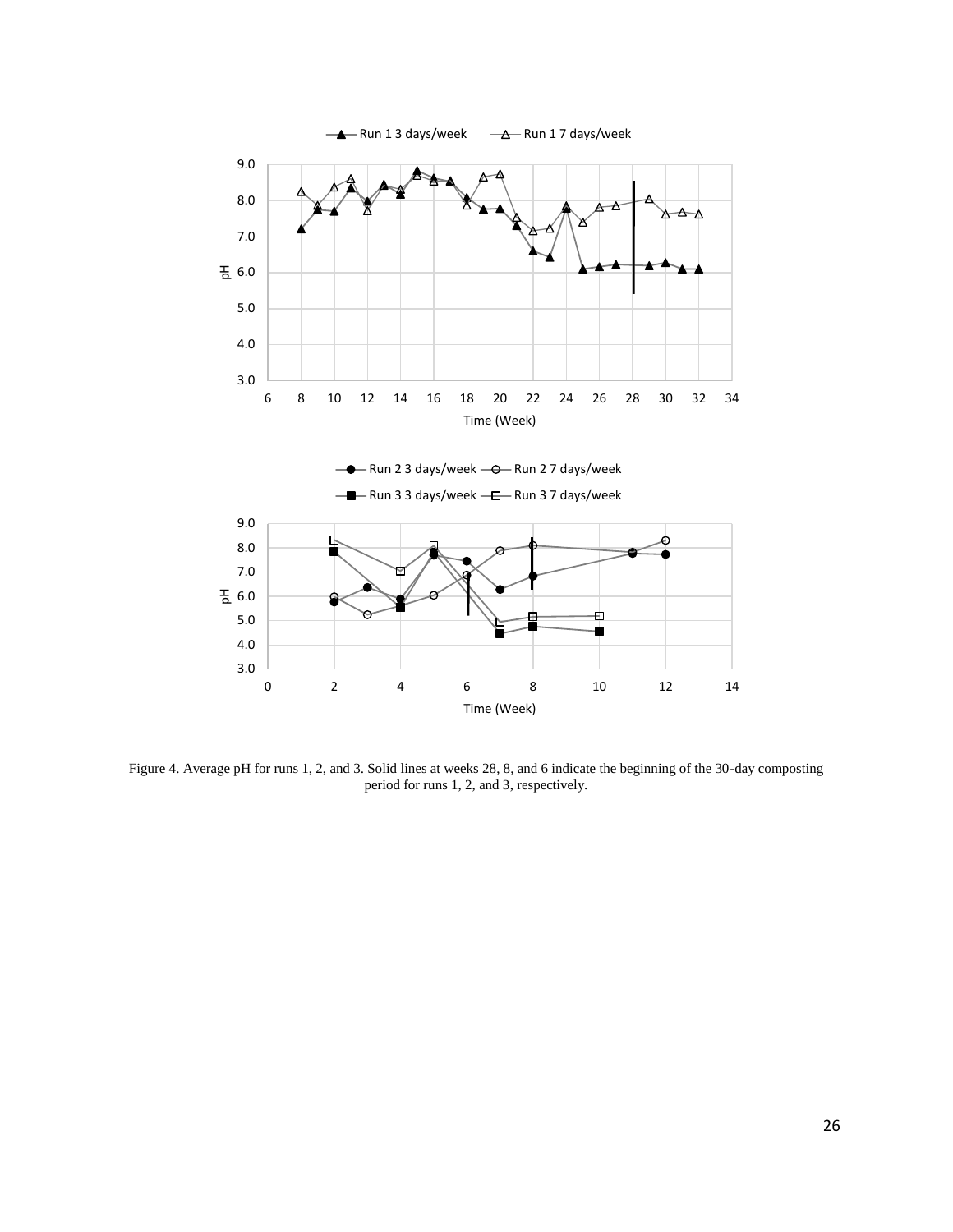Figure 4. Average pH for runs 1, 2, and 3. Solid lines at weeks 28, 8, and 6 indicate the beginning of the 30-day composting period for runs 1, 2, and 3, respectively.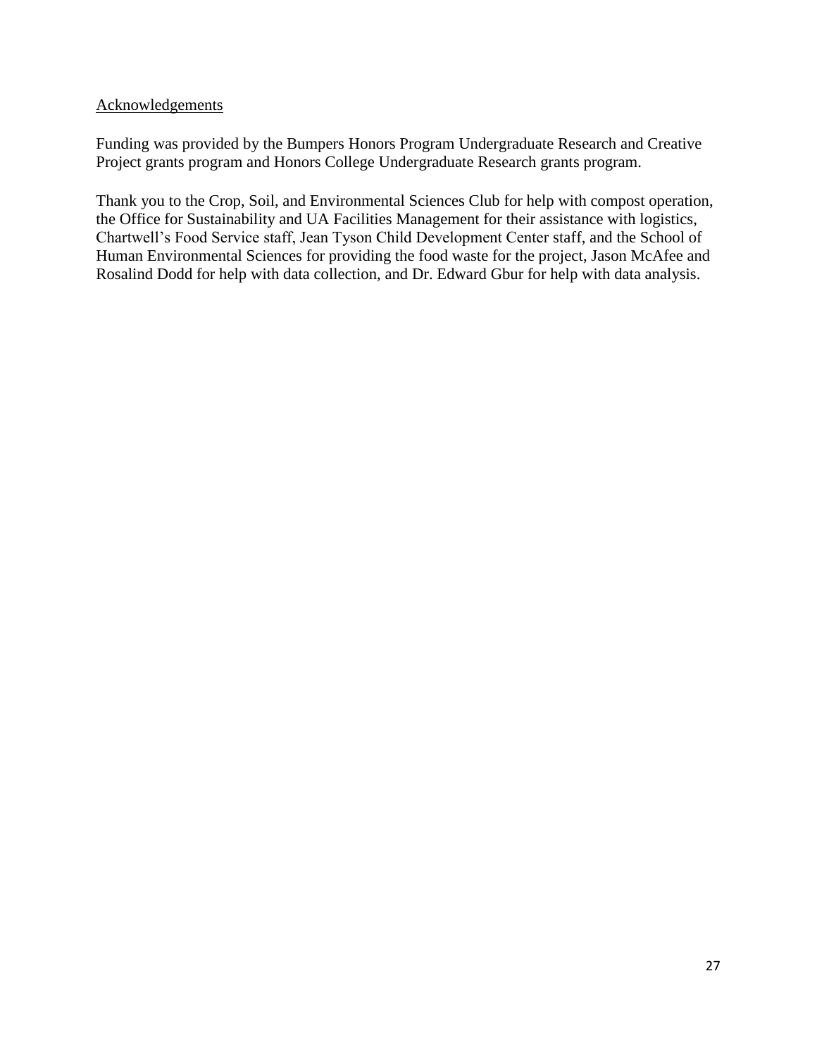## Acknowledgements

Funding was provided by the Bumpers Honors Program Undergraduate Research and Creative Project grants program and Honors College Undergraduate Research grants program.

Thank you to the Crop, Soil, and Environmental Sciences Club for help with compost operation, the Office for Sustainability and UA Facilities Management for their assistance with logistics, Chartwell's Food Service staff, Jean Tyson Child Development Center staff, and the School of Human Environmental Sciences for providing the food waste for the project, Jason McAfee and Rosalind Dodd for help with data collection, and Dr. Edward Gbur for help with data analysis.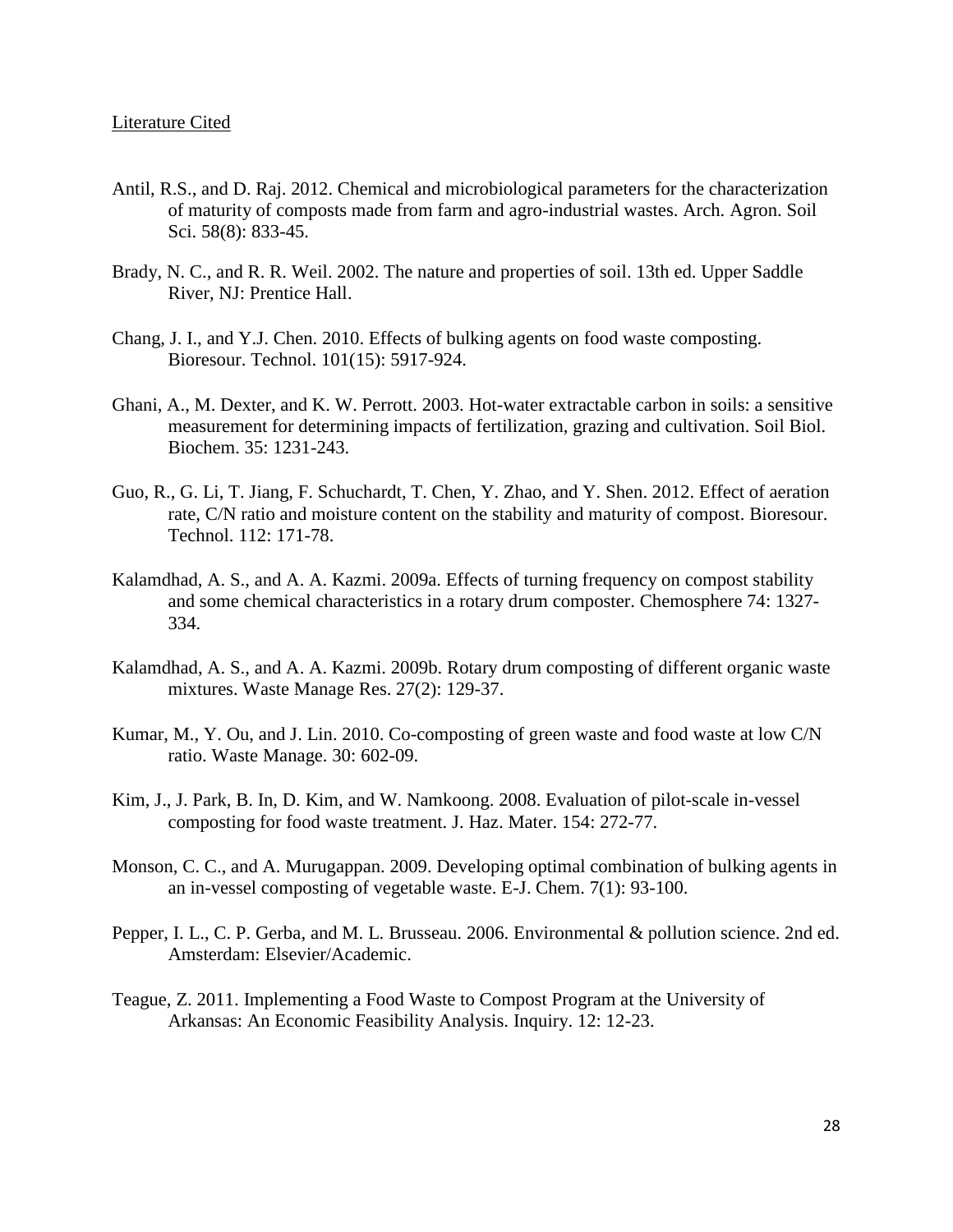Literature Cited

Antil, R.S., and D. Raj. 2012. Chemical and microbiological parameters for the characterization of maturity of composts made from farm and agro-industrial wastes. Arch. Agron. Soil Sci. 58(8): 833-45.

Brady, N. C., and R. R. Weil. 2002. The nature and properties of soil. 13th ed. Upper Saddle River, NJ: Prentice Hall.

Chang, J. I., and Y.J. Chen. 2010. Effects of bulking agents on food waste composting. Bioresour. Technol. 101(15): 5917-924.

Ghani, A., M. Dexter, and K. W. Perrott. 2003. Hot-water extractable carbon in soils: a sensitive measurement for determining impacts of fertilization, grazing and cultivation. Soil Biol. Biochem. 35: 1231-243.

Guo, R., G. Li, T. Jiang, F. Schuchardt, T. Chen, Y. Zhao, and Y. Shen. 2012. Effect of aeration rate, C/N ratio and moisture content on the stability and maturity of compost. Bioresour. Technol. 112: 171-78.

Kalamdhad, A. S., and A. A. Kazmi. 2009a. Effects of turning frequency on compost stability and some chemical characteristics in a rotary drum composter. Chemosphere 74: 1327-334.

Kalamdhad, A. S., and A. A. Kazmi. 2009b. Rotary drum composting of different organic waste mixtures. Waste Manage Res. 27(2): 129-37.

Kumar, M., Y. Ou, and J. Lin. 2010. Co-composting of green waste and food waste at low C/N ratio. Waste Manage. 30: 602-09.

Kim, J., J. Park, B. In, D. Kim, and W. Namkoong. 2008. Evaluation of pilot-scale in-vessel composting for food waste treatment. J. Haz. Mater. 154: 272-77.

Monson, C. C., and A. Murugappan. 2009. Developing optimal combination of bulking agents in an in-vessel composting of vegetable waste. E-J. Chem. 7(1): 93-100.

Pepper, I. L., C. P. Gerba, and M. L. Brusseau. 2006. Environmental & pollution science. 2nd ed. Amsterdam: Elsevier/Academic.

Teague, Z. 2011. Implementing a Food Waste to Compost Program at the University of Arkansas: An Economic Feasibility Analysis. Inquiry. 12: 12-23.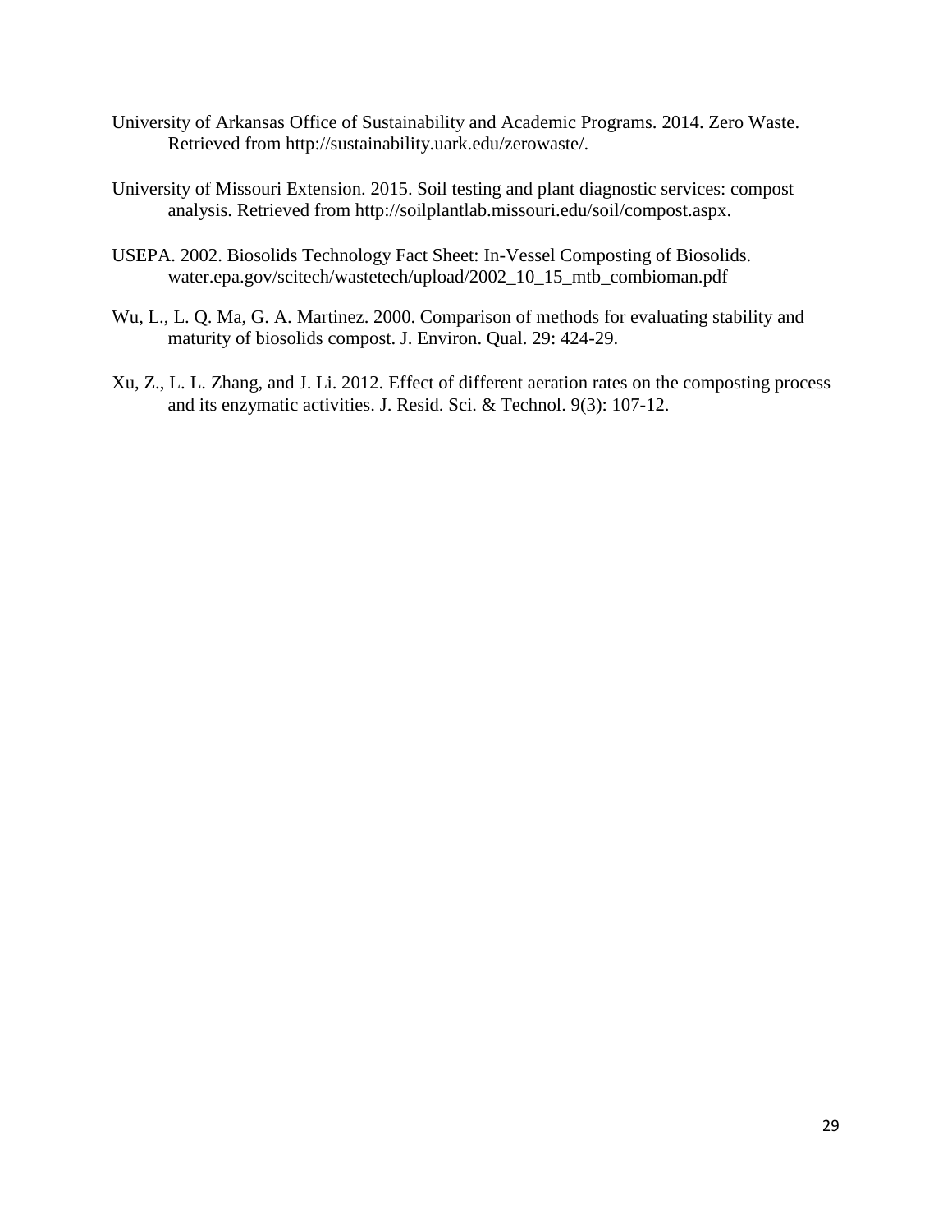University of Arkansas Office of Sustainability and Academic Programs. 2014. Zero Waste. Retrieved from http://sustainability.uark.edu/zerowaste/.

University of Missouri Extension. 2015. Soil testing and plant diagnostic services: compost analysis. Retrieved from http://soilplantlab.missouri.edu/soil/compost.aspx.

USEPA. 2002. Biosolids Technology Fact Sheet: In-Vessel Composting of Biosolids. water.epa.gov/scitech/wastetech/upload/2002_10_15_mtb_combioman.pdf

Wu, L., L. Q. Ma, G. A. Martinez. 2000. Comparison of methods for evaluating stability and maturity of biosolids compost. J. Environ. Qual. 29: 424-29.

Xu, Z., L. L. Zhang, and J. Li. 2012. Effect of different aeration rates on the composting process and its enzymatic activities. J. Resid. Sci. & Technol. 9(3): 107-12.